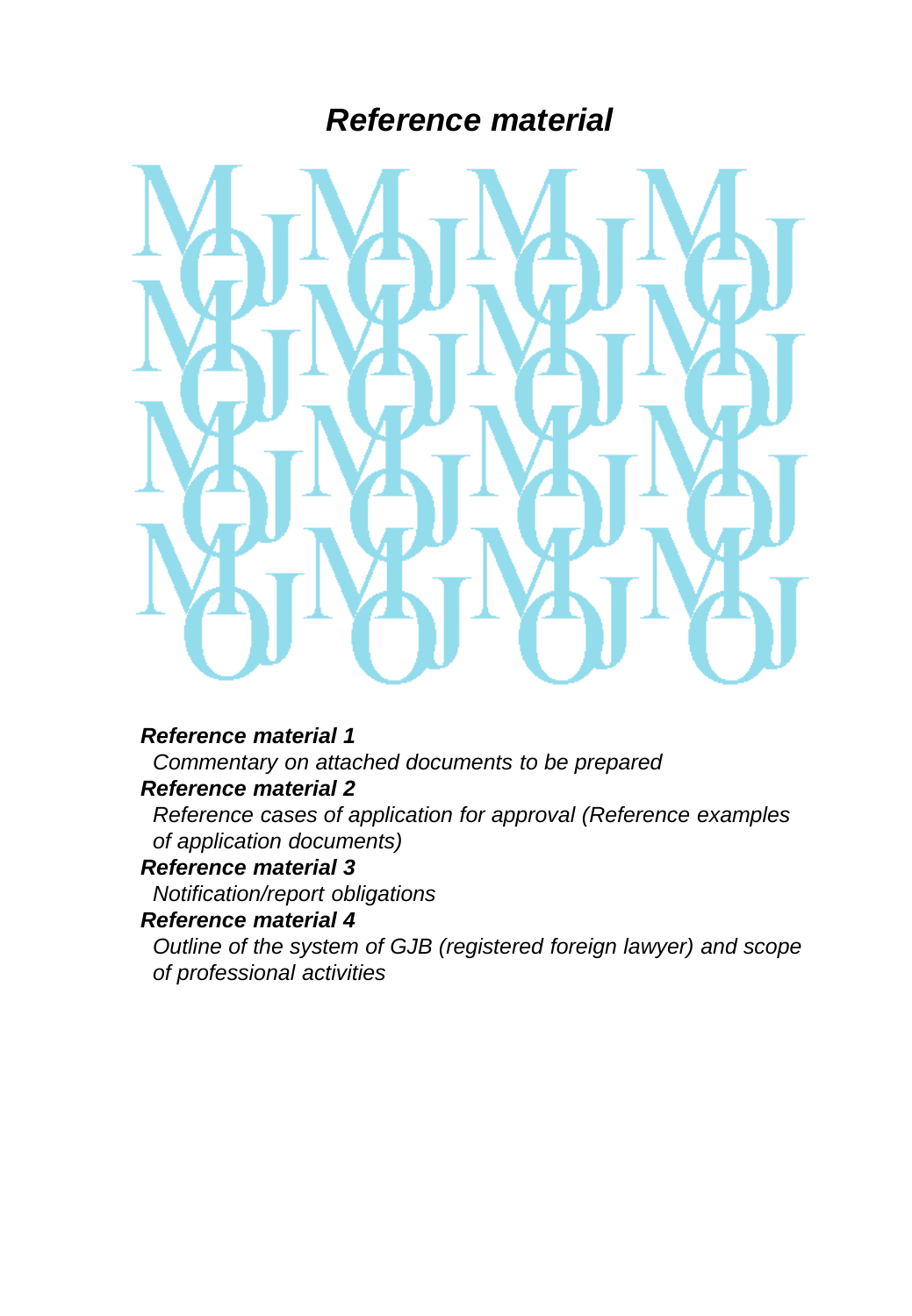# *Reference material*

***Reference material 1***

*Commentary on attached documents to be prepared*

***Reference material 2***

*Reference cases of application for approval (Reference examples of application documents)*

***Reference material 3***

*Notification/report obligations*

***Reference material 4***

*Outline of the system of GJB (registered foreign lawyer) and scope of professional activities*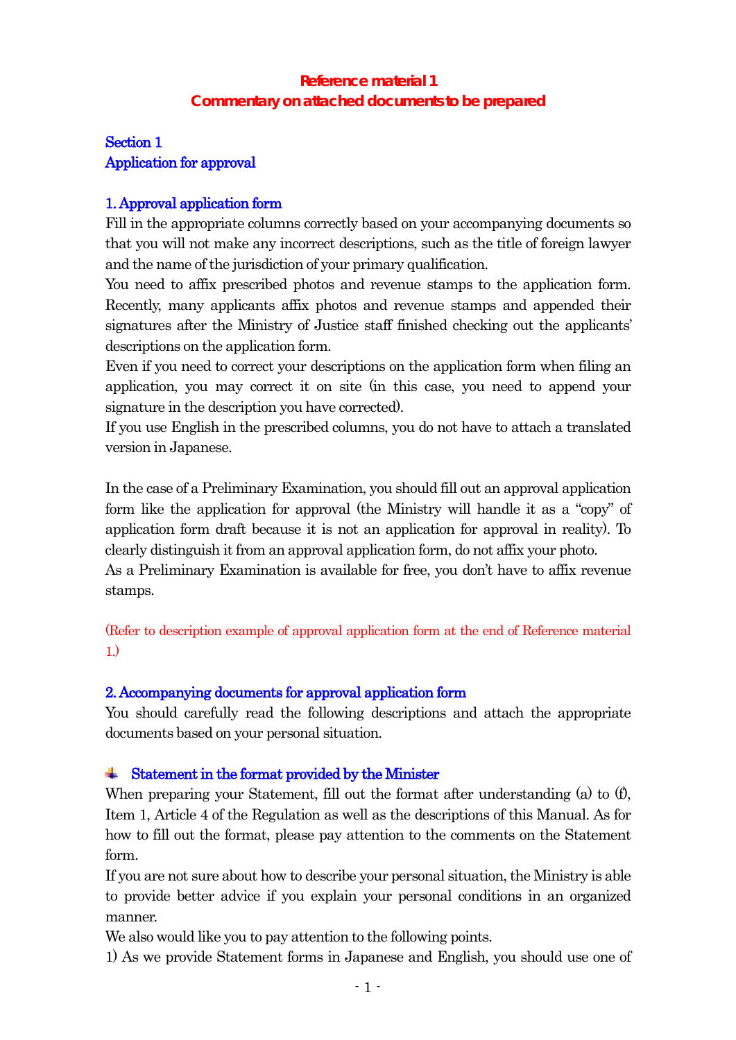# Reference material 1
# Commentary on attached documents to be prepared

## Section 1
## Application for approval

### 1. Approval application form

Fill in the appropriate columns correctly based on your accompanying documents so that you will not make any incorrect descriptions, such as the title of foreign lawyer and the name of the jurisdiction of your primary qualification.

You need to affix prescribed photos and revenue stamps to the application form. Recently, many applicants affix photos and revenue stamps and appended their signatures after the Ministry of Justice staff finished checking out the applicants' descriptions on the application form.

Even if you need to correct your descriptions on the application form when filing an application, you may correct it on site (in this case, you need to append your signature in the description you have corrected).

If you use English in the prescribed columns, you do not have to attach a translated version in Japanese.

In the case of a Preliminary Examination, you should fill out an approval application form like the application for approval (the Ministry will handle it as a "copy" of application form draft because it is not an application for approval in reality). To clearly distinguish it from an approval application form, do not affix your photo.

As a Preliminary Examination is available for free, you don't have to affix revenue stamps.

(Refer to description example of approval application form at the end of Reference material 1.)

### 2. Accompanying documents for approval application form

You should carefully read the following descriptions and attach the appropriate documents based on your personal situation.

#### Statement in the format provided by the Minister

When preparing your Statement, fill out the format after understanding (a) to (f), Item 1, Article 4 of the Regulation as well as the descriptions of this Manual. As for how to fill out the format, please pay attention to the comments on the Statement form.

If you are not sure about how to describe your personal situation, the Ministry is able to provide better advice if you explain your personal conditions in an organized manner.

We also would like you to pay attention to the following points.

1) As we provide Statement forms in Japanese and English, you should use one of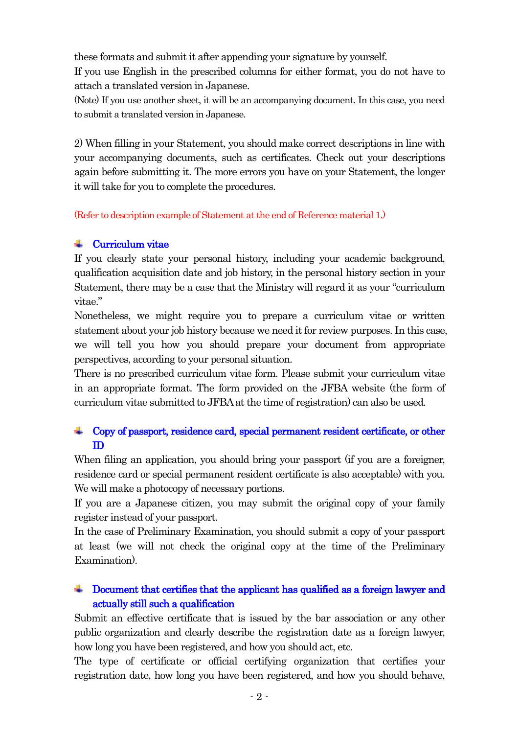these formats and submit it after appending your signature by yourself.
If you use English in the prescribed columns for either format, you do not have to attach a translated version in Japanese.
(Note) If you use another sheet, it will be an accompanying document. In this case, you need to submit a translated version in Japanese.

2) When filling in your Statement, you should make correct descriptions in line with your accompanying documents, such as certificates. Check out your descriptions again before submitting it. The more errors you have on your Statement, the longer it will take for you to complete the procedures.

(Refer to description example of Statement at the end of Reference material 1.)

### Curriculum vitae

If you clearly state your personal history, including your academic background, qualification acquisition date and job history, in the personal history section in your Statement, there may be a case that the Ministry will regard it as your "curriculum vitae."
Nonetheless, we might require you to prepare a curriculum vitae or written statement about your job history because we need it for review purposes. In this case, we will tell you how you should prepare your document from appropriate perspectives, according to your personal situation.
There is no prescribed curriculum vitae form. Please submit your curriculum vitae in an appropriate format. The form provided on the JFBA website (the form of curriculum vitae submitted to JFBA at the time of registration) can also be used.

### Copy of passport, residence card, special permanent resident certificate, or other ID

When filing an application, you should bring your passport (if you are a foreigner, residence card or special permanent resident certificate is also acceptable) with you. We will make a photocopy of necessary portions.
If you are a Japanese citizen, you may submit the original copy of your family register instead of your passport.
In the case of Preliminary Examination, you should submit a copy of your passport at least (we will not check the original copy at the time of the Preliminary Examination).

### Document that certifies that the applicant has qualified as a foreign lawyer and actually still such a qualification

Submit an effective certificate that is issued by the bar association or any other public organization and clearly describe the registration date as a foreign lawyer, how long you have been registered, and how you should act, etc.
The type of certificate or official certifying organization that certifies your registration date, how long you have been registered, and how you should behave,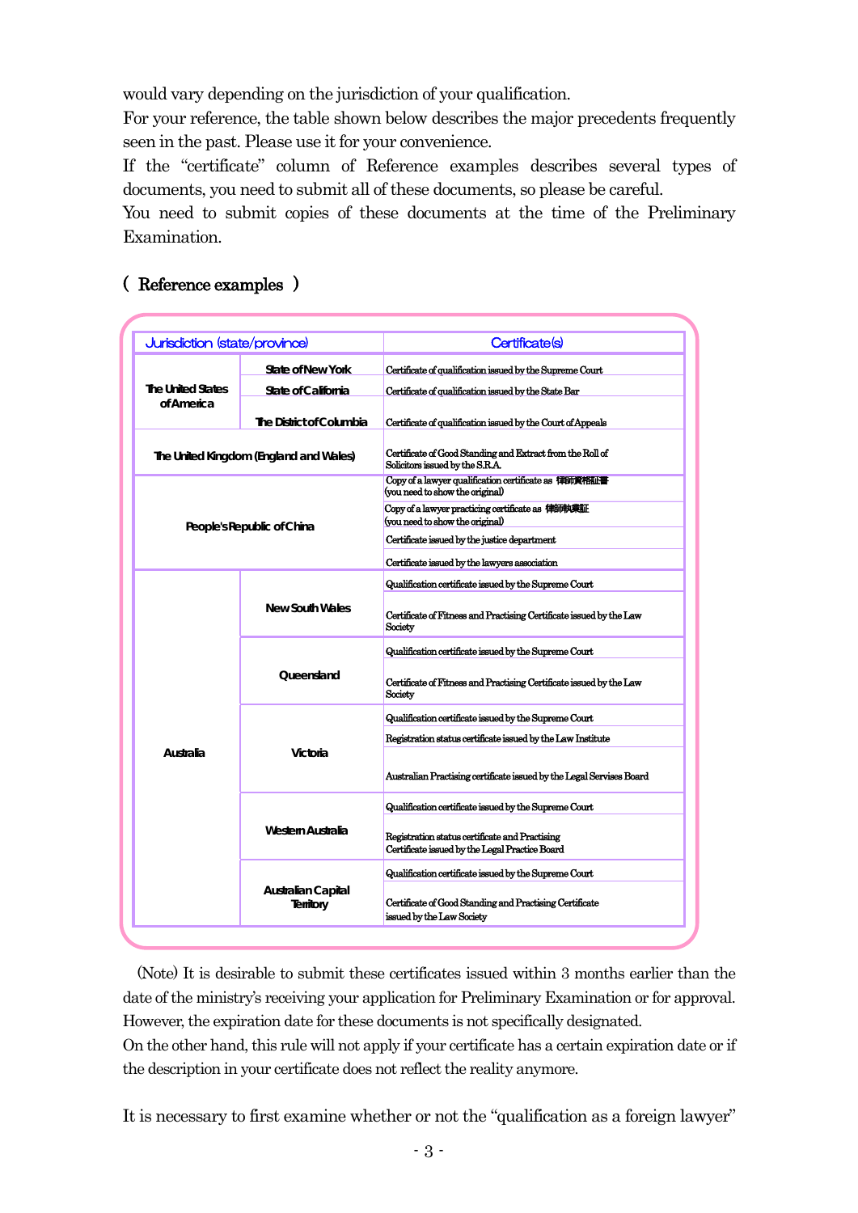would vary depending on the jurisdiction of your qualification.

For your reference, the table shown below describes the major precedents frequently seen in the past. Please use it for your convenience.

If the "certificate" column of Reference examples describes several types of documents, you need to submit all of these documents, so please be careful.

You need to submit copies of these documents at the time of the Preliminary Examination.

（ Reference examples ）

| Jurisdiction (state/province) | | Certificate(s) |
|---|---|---|
| The United States of America | State of New York | Certificate of qualification issued by the Supreme Court |
| | State of California | Certificate of qualification issued by the State Bar |
| | The District of Columbia | Certificate of qualification issued by the Court of Appeals |
| The United Kingdom (England and Wales) | | Certificate of Good Standing and Extract from the Roll of Solicitors issued by the S.R.A. |
| People's Republic of China | | Copy of a lawyer qualification certificate as 律師資格証書 (you need to show the original) |
| | | Copy of a lawyer practicing certificate as 律師執業証 (you need to show the original) |
| | | Certificate issued by the justice department |
| | | Certificate issued by the lawyers association |
| Australia | New South Wales | Qualification certificate issued by the Supreme Court |
| | | Certificate of Fitness and Practising Certificate issued by the Law Society |
| | Queensland | Qualification certificate issued by the Supreme Court |
| | | Certificate of Fitness and Practising Certificate issued by the Law Society |
| | Victoria | Qualification certificate issued by the Supreme Court |
| | | Registration status certificate issued by the Law Institute |
| | | Australian Practising certificate issued by the Legal Services Board |
| | Western Australia | Qualification certificate issued by the Supreme Court |
| | | Registration status certificate and Practising Certificate issued by the Legal Practice Board |
| | Australian Capital Territory | Qualification certificate issued by the Supreme Court |
| | | Certificate of Good Standing and Practising Certificate issued by the Law Society |

(Note) It is desirable to submit these certificates issued within 3 months earlier than the date of the ministry's receiving your application for Preliminary Examination or for approval. However, the expiration date for these documents is not specifically designated.

On the other hand, this rule will not apply if your certificate has a certain expiration date or if the description in your certificate does not reflect the reality anymore.

It is necessary to first examine whether or not the "qualification as a foreign lawyer"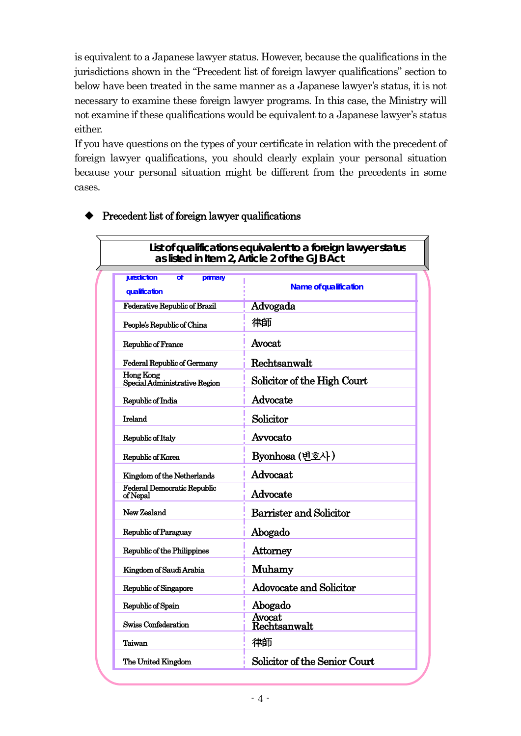is equivalent to a Japanese lawyer status. However, because the qualifications in the jurisdictions shown in the "Precedent list of foreign lawyer qualifications" section to below have been treated in the same manner as a Japanese lawyer's status, it is not necessary to examine these foreign lawyer programs. In this case, the Ministry will not examine if these qualifications would be equivalent to a Japanese lawyer's status either.

If you have questions on the types of your certificate in relation with the precedent of foreign lawyer qualifications, you should clearly explain your personal situation because your personal situation might be different from the precedents in some cases.

## ◆ Precedent list of foreign lawyer qualifications

**List of qualifications equivalent to a foreign lawyer status as listed in Item 2, Article 2 of the GJB Act**

| Jurisdiction of primary qualification | Name of qualification |
|---|---|
| Federative Republic of Brazil | Advogada |
| People's Republic of China | 律師 |
| Republic of France | Avocat |
| Federal Republic of Germany | Rechtsanwalt |
| Hong Kong Special Administrative Region | Solicitor of the High Court |
| Republic of India | Advocate |
| Ireland | Solicitor |
| Republic of Italy | Avvocato |
| Republic of Korea | Byonhosa (변호사) |
| Kingdom of the Netherlands | Advocaat |
| Federal Democratic Republic of Nepal | Advocate |
| New Zealand | Barrister and Solicitor |
| Republic of Paraguay | Abogado |
| Republic of the Philippines | Attorney |
| Kingdom of Saudi Arabia | Muhamy |
| Republic of Singapore | Adovocate and Solicitor |
| Republic of Spain | Abogado |
| Swiss Confederation | Avocat Rechtsanwalt |
| Taiwan | 律師 |
| The United Kingdom | Solicitor of the Senior Court |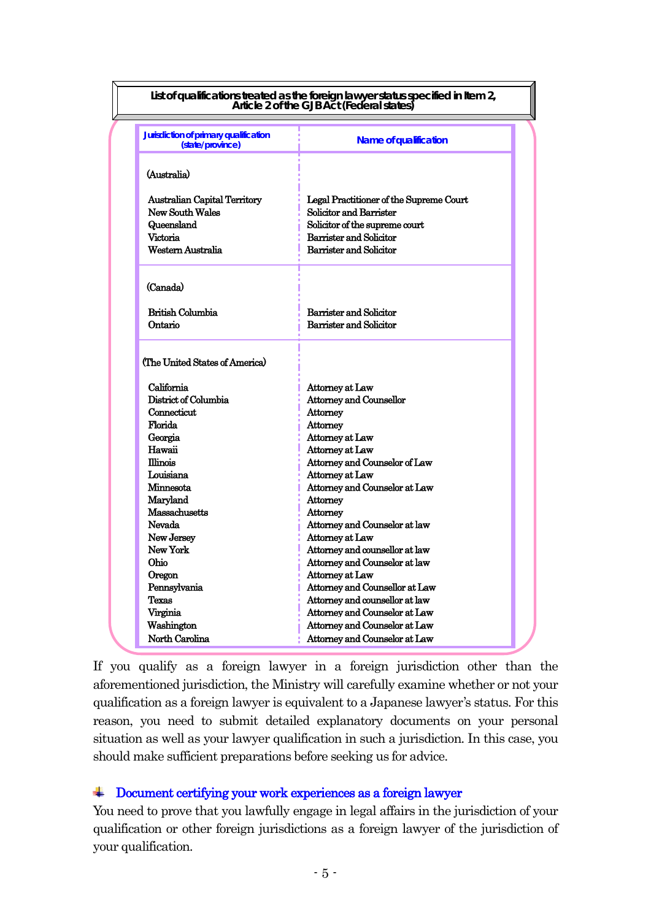**List of qualifications treated as the foreign lawyer status specified in Item 2, Article 2 of the GJB Act (Federal states)**

| Jurisdiction of primary qualification (state/province) | Name of qualification |
|---|---|
| (Australia) | |
| Australian Capital Territory | Legal Practitioner of the Supreme Court |
| New South Wales | Solicitor and Barrister |
| Queensland | Solicitor of the supreme court |
| Victoria | Barrister and Solicitor |
| Western Australia | Barrister and Solicitor |
| (Canada) | |
| British Columbia | Barrister and Solicitor |
| Ontario | Barrister and Solicitor |
| (The United States of America) | |
| California | Attorney at Law |
| District of Columbia | Attorney and Counsellor |
| Connecticut | Attorney |
| Florida | Attorney |
| Georgia | Attorney at Law |
| Hawaii | Attorney at Law |
| Illinois | Attorney and Counselor of Law |
| Louisiana | Attorney at Law |
| Minnesota | Attorney and Counselor at Law |
| Maryland | Attorney |
| Massachusetts | Attorney |
| Nevada | Attorney and Counselor at law |
| New Jersey | Attorney at Law |
| New York | Attorney and counsellor at law |
| Ohio | Attorney and Counselor at law |
| Oregon | Attorney at Law |
| Pennsylvania | Attorney and Counsellor at Law |
| Texas | Attorney and counsellor at law |
| Virginia | Attorney and Counselor at Law |
| Washington | Attorney and Counselor at Law |
| North Carolina | Attorney and Counselor at Law |

If you qualify as a foreign lawyer in a foreign jurisdiction other than the aforementioned jurisdiction, the Ministry will carefully examine whether or not your qualification as a foreign lawyer is equivalent to a Japanese lawyer's status. For this reason, you need to submit detailed explanatory documents on your personal situation as well as your lawyer qualification in such a jurisdiction. In this case, you should make sufficient preparations before seeking us for advice.

### Document certifying your work experiences as a foreign lawyer

You need to prove that you lawfully engage in legal affairs in the jurisdiction of your qualification or other foreign jurisdictions as a foreign lawyer of the jurisdiction of your qualification.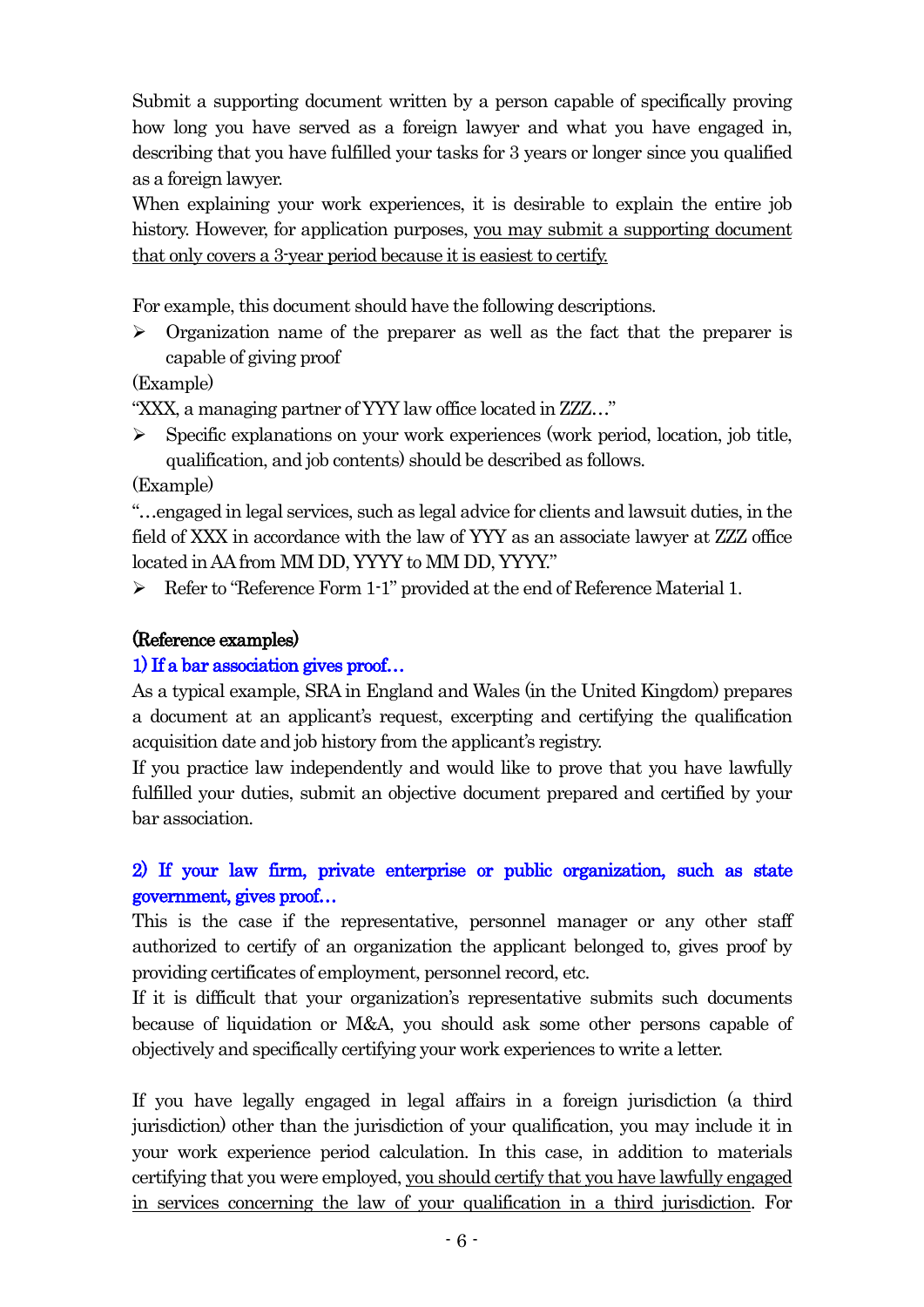Submit a supporting document written by a person capable of specifically proving how long you have served as a foreign lawyer and what you have engaged in, describing that you have fulfilled your tasks for 3 years or longer since you qualified as a foreign lawyer.

When explaining your work experiences, it is desirable to explain the entire job history. However, for application purposes, <u>you may submit a supporting document that only covers a 3-year period because it is easiest to certify.</u>

For example, this document should have the following descriptions.

- Organization name of the preparer as well as the fact that the preparer is capable of giving proof

(Example)

"XXX, a managing partner of YYY law office located in ZZZ…"

- Specific explanations on your work experiences (work period, location, job title, qualification, and job contents) should be described as follows.

(Example)

"…engaged in legal services, such as legal advice for clients and lawsuit duties, in the field of XXX in accordance with the law of YYY as an associate lawyer at ZZZ office located in AA from MM DD, YYYY to MM DD, YYYY."

- Refer to "Reference Form 1-1" provided at the end of Reference Material 1.

**(Reference examples)**

**1) If a bar association gives proof…**

As a typical example, SRA in England and Wales (in the United Kingdom) prepares a document at an applicant's request, excerpting and certifying the qualification acquisition date and job history from the applicant's registry.

If you practice law independently and would like to prove that you have lawfully fulfilled your duties, submit an objective document prepared and certified by your bar association.

**2) If your law firm, private enterprise or public organization, such as state government, gives proof…**

This is the case if the representative, personnel manager or any other staff authorized to certify of an organization the applicant belonged to, gives proof by providing certificates of employment, personnel record, etc.

If it is difficult that your organization's representative submits such documents because of liquidation or M&A, you should ask some other persons capable of objectively and specifically certifying your work experiences to write a letter.

If you have legally engaged in legal affairs in a foreign jurisdiction (a third jurisdiction) other than the jurisdiction of your qualification, you may include it in your work experience period calculation. In this case, in addition to materials certifying that you were employed, <u>you should certify that you have lawfully engaged in services concerning the law of your qualification in a third jurisdiction</u>. For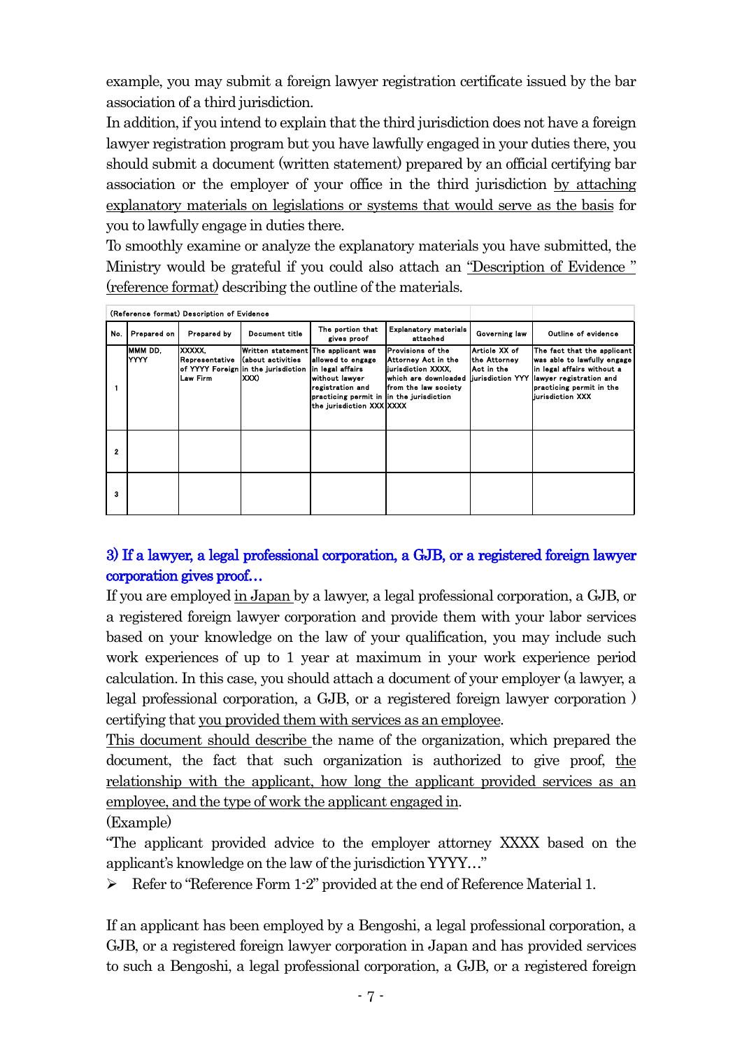example, you may submit a foreign lawyer registration certificate issued by the bar association of a third jurisdiction.

In addition, if you intend to explain that the third jurisdiction does not have a foreign lawyer registration program but you have lawfully engaged in your duties there, you should submit a document (written statement) prepared by an official certifying bar association or the employer of your office in the third jurisdiction by attaching explanatory materials on legislations or systems that would serve as the basis for you to lawfully engage in duties there.

To smoothly examine or analyze the explanatory materials you have submitted, the Ministry would be grateful if you could also attach an "Description of Evidence " (reference format) describing the outline of the materials.

(Reference format) Description of Evidence

| No. | Prepared on | Prepared by | Document title | The portion that gives proof | Explanatory materials attached | Governing law | Outline of evidence |
|---|---|---|---|---|---|---|---|
| 1 | MMM DD, YYYY | XXXXX, Representative of YYYY Foreign Law Firm | Written statement (about activities in the jurisdiction XXX) | The applicant was allowed to engage in legal affairs without lawyer registration and practicing permit in the jurisdiction XXX | Provisions of the Attorney Act in the jurisdiction XXXX, which are downloaded from the law society in the jurisdiction XXXX | Article XX of the Attorney Act in the jurisdiction YYY | The fact that the applicant was able to lawfully engage in legal affairs without a lawyer registration and practicing permit in the jurisdiction XXX |
| 2 | | | | | | | |
| 3 | | | | | | | |

### 3) If a lawyer, a legal professional corporation, a GJB, or a registered foreign lawyer corporation gives proof…

If you are employed in Japan by a lawyer, a legal professional corporation, a GJB, or a registered foreign lawyer corporation and provide them with your labor services based on your knowledge on the law of your qualification, you may include such work experiences of up to 1 year at maximum in your work experience period calculation. In this case, you should attach a document of your employer (a lawyer, a legal professional corporation, a GJB, or a registered foreign lawyer corporation ) certifying that you provided them with services as an employee.

This document should describe the name of the organization, which prepared the document, the fact that such organization is authorized to give proof, the relationship with the applicant, how long the applicant provided services as an employee, and the type of work the applicant engaged in.

(Example)

"The applicant provided advice to the employer attorney XXXX based on the applicant's knowledge on the law of the jurisdiction YYYY…"

- Refer to "Reference Form 1-2" provided at the end of Reference Material 1.

If an applicant has been employed by a Bengoshi, a legal professional corporation, a GJB, or a registered foreign lawyer corporation in Japan and has provided services to such a Bengoshi, a legal professional corporation, a GJB, or a registered foreign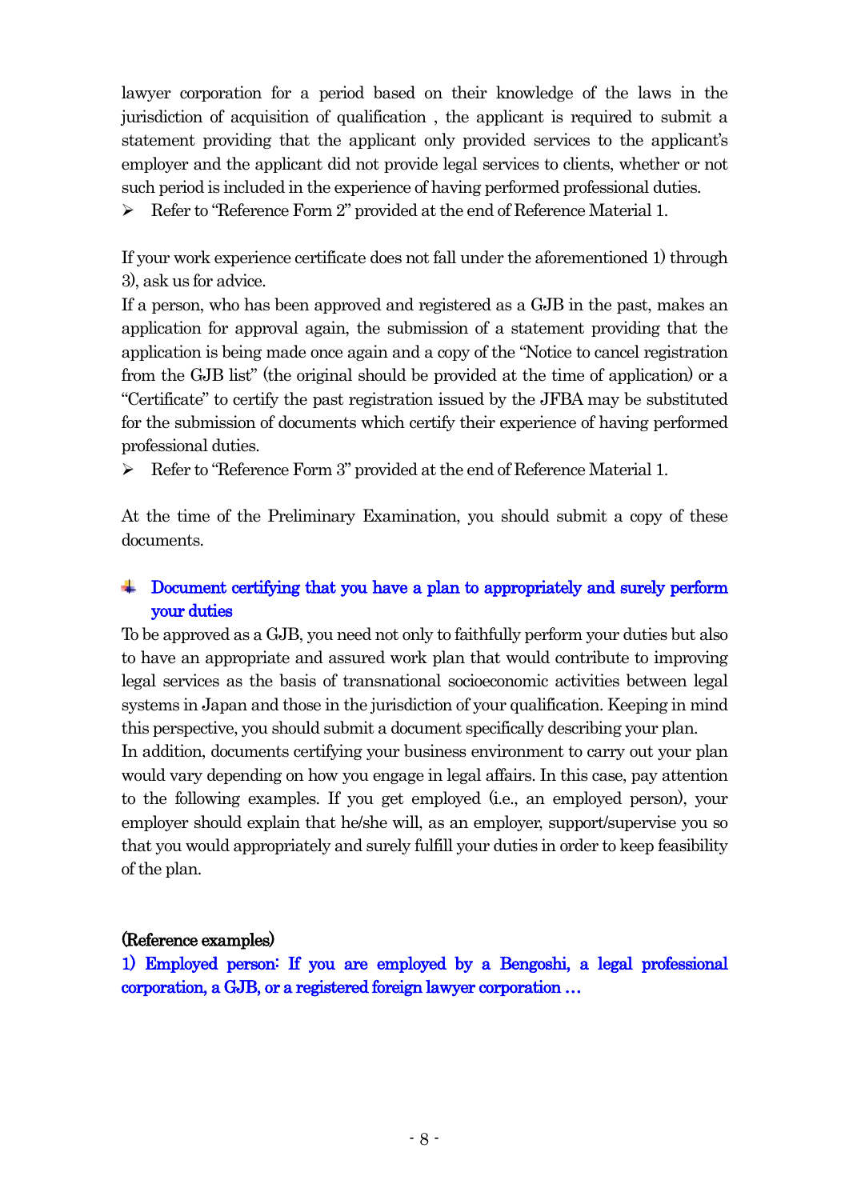lawyer corporation for a period based on their knowledge of the laws in the jurisdiction of acquisition of qualification , the applicant is required to submit a statement providing that the applicant only provided services to the applicant's employer and the applicant did not provide legal services to clients, whether or not such period is included in the experience of having performed professional duties.

➢ Refer to "Reference Form 2" provided at the end of Reference Material 1.

If your work experience certificate does not fall under the aforementioned 1) through 3), ask us for advice.

If a person, who has been approved and registered as a GJB in the past, makes an application for approval again, the submission of a statement providing that the application is being made once again and a copy of the "Notice to cancel registration from the GJB list" (the original should be provided at the time of application) or a "Certificate" to certify the past registration issued by the JFBA may be substituted for the submission of documents which certify their experience of having performed professional duties.

➢ Refer to "Reference Form 3" provided at the end of Reference Material 1.

At the time of the Preliminary Examination, you should submit a copy of these documents.

### Document certifying that you have a plan to appropriately and surely perform your duties

To be approved as a GJB, you need not only to faithfully perform your duties but also to have an appropriate and assured work plan that would contribute to improving legal services as the basis of transnational socioeconomic activities between legal systems in Japan and those in the jurisdiction of your qualification. Keeping in mind this perspective, you should submit a document specifically describing your plan.

In addition, documents certifying your business environment to carry out your plan would vary depending on how you engage in legal affairs. In this case, pay attention to the following examples. If you get employed (i.e., an employed person), your employer should explain that he/she will, as an employer, support/supervise you so that you would appropriately and surely fulfill your duties in order to keep feasibility of the plan.

**(Reference examples)**

**1) Employed person: If you are employed by a Bengoshi, a legal professional corporation, a GJB, or a registered foreign lawyer corporation …**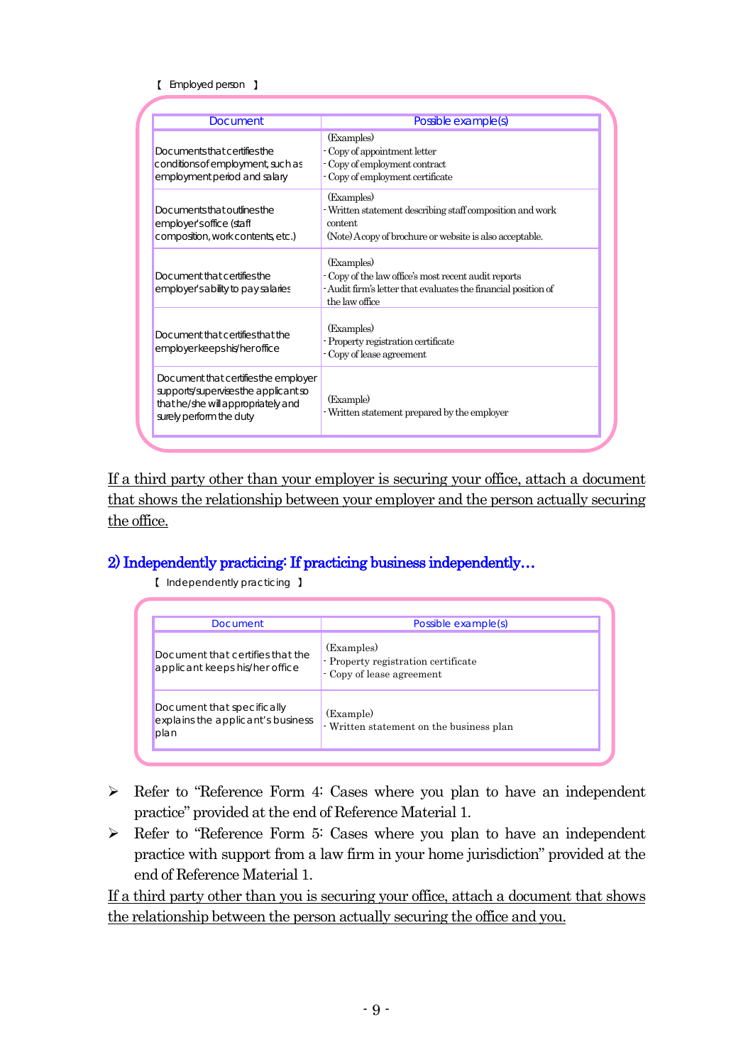【 Employed person 】

| Document | Possible example(s) |
| --- | --- |
| Documents that certifies the conditions of employment, such as employment period and salary | (Examples)<br>- Copy of appointment letter<br>- Copy of employment contract<br>- Copy of employment certificate |
| Documents that outlines the employer's office (staff composition, work contents, etc.) | (Examples)<br>- Written statement describing staff composition and work content<br>(Note) A copy of brochure or website is also acceptable. |
| Document that certifies the employer's ability to pay salaries | (Examples)<br>- Copy of the law office's most recent audit reports<br>- Audit firm's letter that evaluates the financial position of the law office |
| Document that certifies that the employer keeps his/her office | (Examples)<br>- Property registration certificate<br>- Copy of lease agreement |
| Document that certifies the employer supports/supervises the applicant so that he/she will appropriately and surely perform the duty | (Example)<br>- Written statement prepared by the employer |

<u>If a third party other than your employer is securing your office, attach a document that shows the relationship between your employer and the person actually securing the office.</u>

## 2) Independently practicing: If practicing business independently…

【 Independently practicing 】

| Document | Possible example(s) |
| --- | --- |
| Document that certifies that the applicant keeps his/her office | (Examples)<br>- Property registration certificate<br>- Copy of lease agreement |
| Document that specifically explains the applicant's business plan | (Example)<br>- Written statement on the business plan |

- Refer to "Reference Form 4: Cases where you plan to have an independent practice" provided at the end of Reference Material 1.
- Refer to "Reference Form 5: Cases where you plan to have an independent practice with support from a law firm in your home jurisdiction" provided at the end of Reference Material 1.

<u>If a third party other than you is securing your office, attach a document that shows the relationship between the person actually securing the office and you.</u>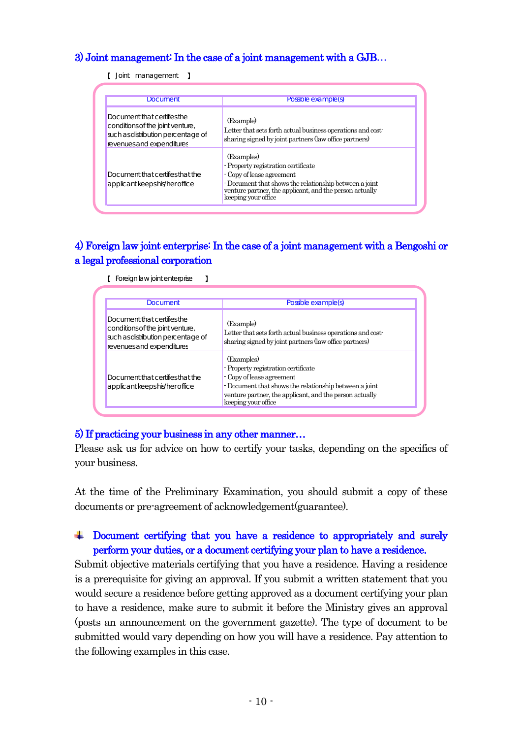### 3) Joint management: In the case of a joint management with a GJB…

【 Joint management 】

| Document | Possible example(s) |
|---|---|
| Document that certifies the conditions of the joint venture, such as distribution percentage of revenues and expenditures | (Example)<br>Letter that sets forth actual business operations and cost-sharing signed by joint partners (law office partners) |
| Document that certifies that the applicant keeps his/her office | (Examples)<br>- Property registration certificate<br>- Copy of lease agreement<br>- Document that shows the relationship between a joint venture partner, the applicant, and the person actually keeping your office |

### 4) Foreign law joint enterprise: In the case of a joint management with a Bengoshi or a legal professional corporation

【 Foreign law joint enterprise 】

| Document | Possible example(s) |
|---|---|
| Document that certifies the conditions of the joint venture, such as distribution percentage of revenues and expenditures | (Example)<br>Letter that sets forth actual business operations and cost-sharing signed by joint partners (law office partners) |
| Document that certifies that the applicant keeps his/her office | (Examples)<br>- Property registration certificate<br>- Copy of lease agreement<br>- Document that shows the relationship between a joint venture partner, the applicant, and the person actually keeping your office |

### 5) If practicing your business in any other manner…

Please ask us for advice on how to certify your tasks, depending on the specifics of your business.

At the time of the Preliminary Examination, you should submit a copy of these documents or pre-agreement of acknowledgement(guarantee).

### Document certifying that you have a residence to appropriately and surely perform your duties, or a document certifying your plan to have a residence.

Submit objective materials certifying that you have a residence. Having a residence is a prerequisite for giving an approval. If you submit a written statement that you would secure a residence before getting approved as a document certifying your plan to have a residence, make sure to submit it before the Ministry gives an approval (posts an announcement on the government gazette). The type of document to be submitted would vary depending on how you will have a residence. Pay attention to the following examples in this case.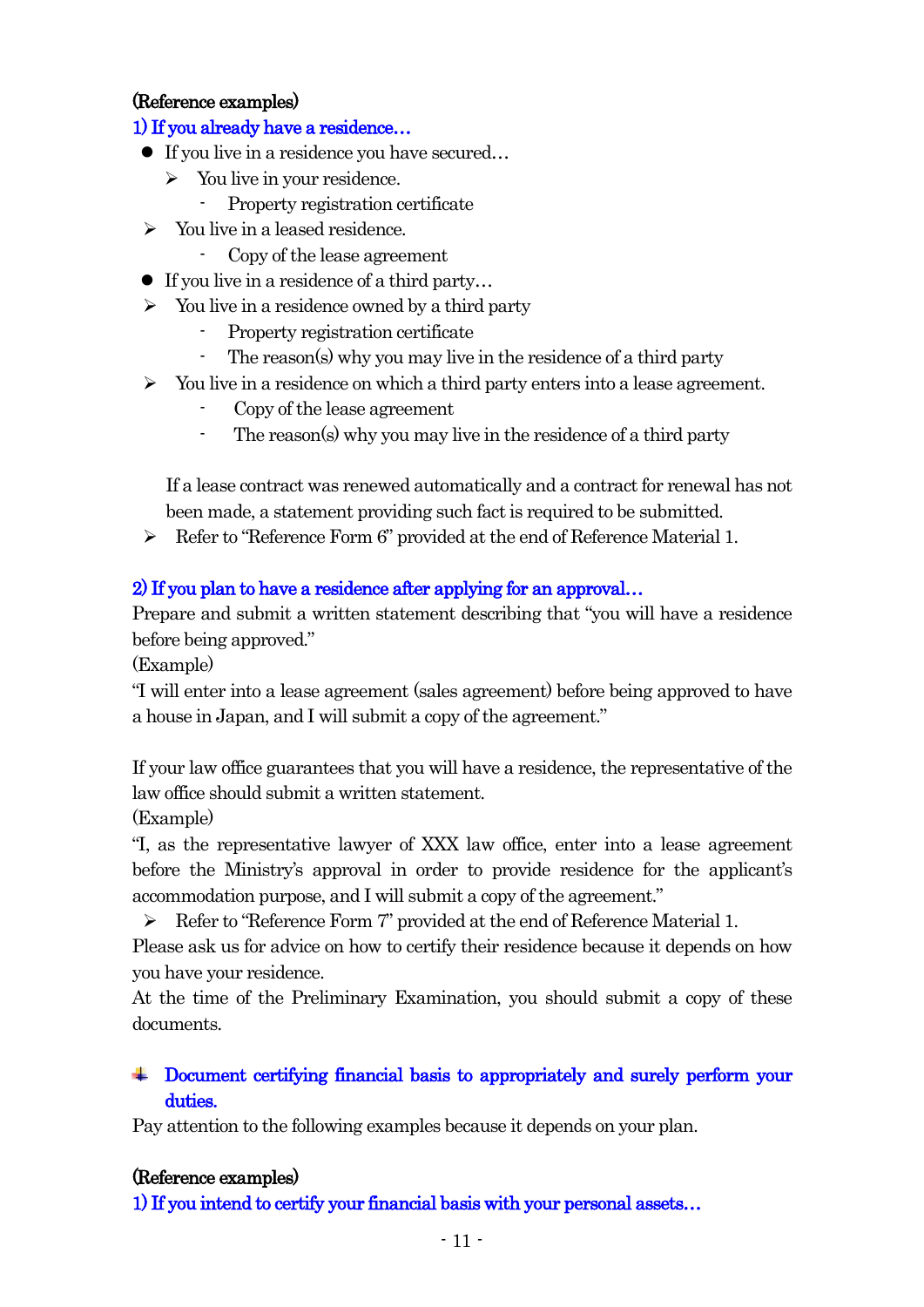(Reference examples)

**1) If you already have a residence…**

- If you live in a residence you have secured…
  - You live in your residence.
    - Property registration certificate
  - You live in a leased residence.
    - Copy of the lease agreement
- If you live in a residence of a third party…
  - You live in a residence owned by a third party
    - Property registration certificate
    - The reason(s) why you may live in the residence of a third party
  - You live in a residence on which a third party enters into a lease agreement.
    - Copy of the lease agreement
    - The reason(s) why you may live in the residence of a third party

If a lease contract was renewed automatically and a contract for renewal has not been made, a statement providing such fact is required to be submitted.

- Refer to "Reference Form 6" provided at the end of Reference Material 1.

**2) If you plan to have a residence after applying for an approval…**

Prepare and submit a written statement describing that "you will have a residence before being approved."

(Example)

"I will enter into a lease agreement (sales agreement) before being approved to have a house in Japan, and I will submit a copy of the agreement."

If your law office guarantees that you will have a residence, the representative of the law office should submit a written statement.

(Example)

"I, as the representative lawyer of XXX law office, enter into a lease agreement before the Ministry's approval in order to provide residence for the applicant's accommodation purpose, and I will submit a copy of the agreement."

- Refer to "Reference Form 7" provided at the end of Reference Material 1.

Please ask us for advice on how to certify their residence because it depends on how you have your residence.

At the time of the Preliminary Examination, you should submit a copy of these documents.

**Document certifying financial basis to appropriately and surely perform your duties.**

Pay attention to the following examples because it depends on your plan.

(Reference examples)

**1) If you intend to certify your financial basis with your personal assets…**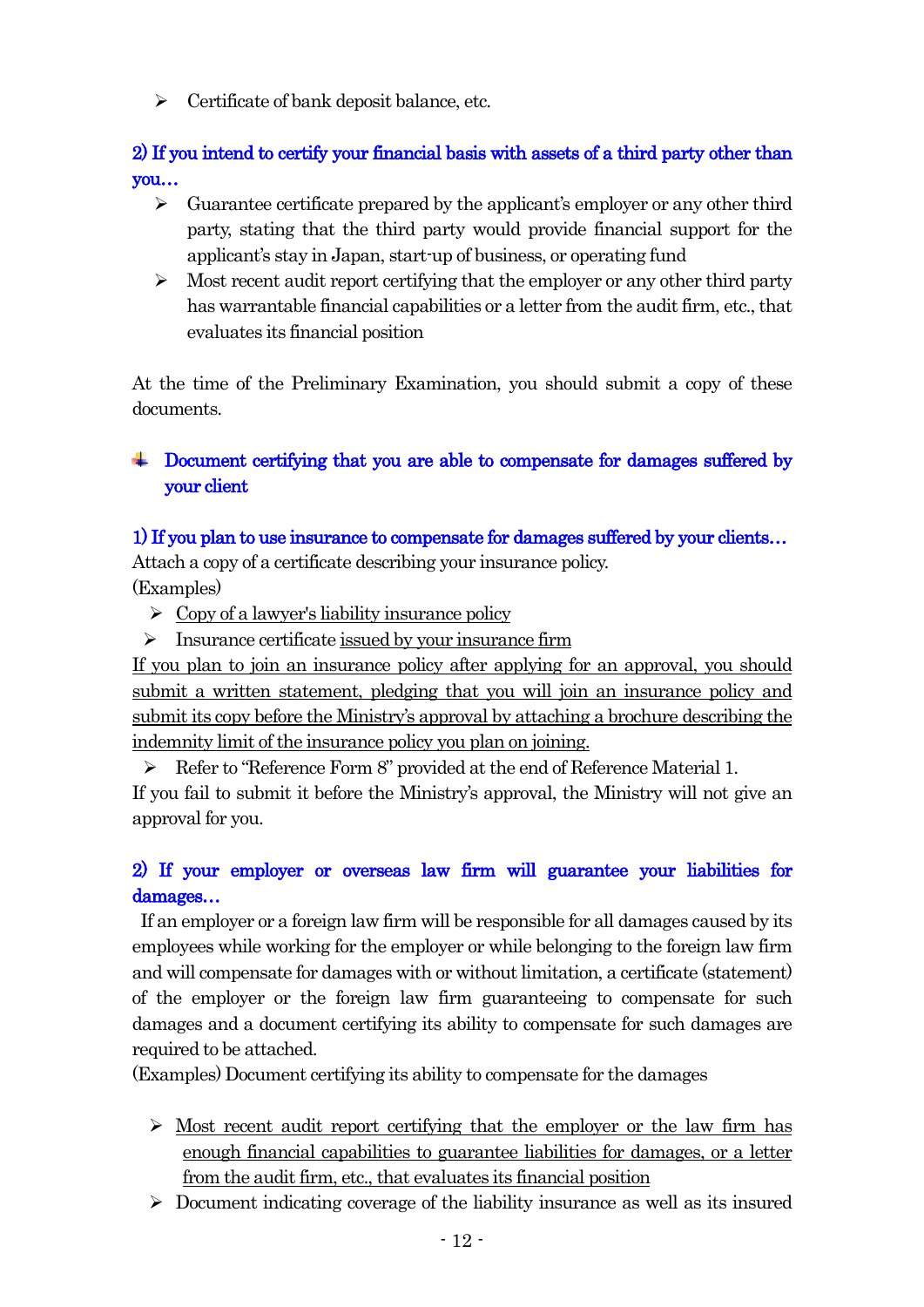- Certificate of bank deposit balance, etc.

**2) If you intend to certify your financial basis with assets of a third party other than you…**

- Guarantee certificate prepared by the applicant's employer or any other third party, stating that the third party would provide financial support for the applicant's stay in Japan, start-up of business, or operating fund
- Most recent audit report certifying that the employer or any other third party has warrantable financial capabilities or a letter from the audit firm, etc., that evaluates its financial position

At the time of the Preliminary Examination, you should submit a copy of these documents.

### Document certifying that you are able to compensate for damages suffered by your client

**1) If you plan to use insurance to compensate for damages suffered by your clients…**

Attach a copy of a certificate describing your insurance policy.
(Examples)

- Copy of a lawyer's liability insurance policy
- Insurance certificate issued by your insurance firm

If you plan to join an insurance policy after applying for an approval, you should submit a written statement, pledging that you will join an insurance policy and submit its copy before the Ministry's approval by attaching a brochure describing the indemnity limit of the insurance policy you plan on joining.

- Refer to "Reference Form 8" provided at the end of Reference Material 1.

If you fail to submit it before the Ministry's approval, the Ministry will not give an approval for you.

**2) If your employer or overseas law firm will guarantee your liabilities for damages…**

If an employer or a foreign law firm will be responsible for all damages caused by its employees while working for the employer or while belonging to the foreign law firm and will compensate for damages with or without limitation, a certificate (statement) of the employer or the foreign law firm guaranteeing to compensate for such damages and a document certifying its ability to compensate for such damages are required to be attached.

(Examples) Document certifying its ability to compensate for the damages

- Most recent audit report certifying that the employer or the law firm has enough financial capabilities to guarantee liabilities for damages, or a letter from the audit firm, etc., that evaluates its financial position
- Document indicating coverage of the liability insurance as well as its insured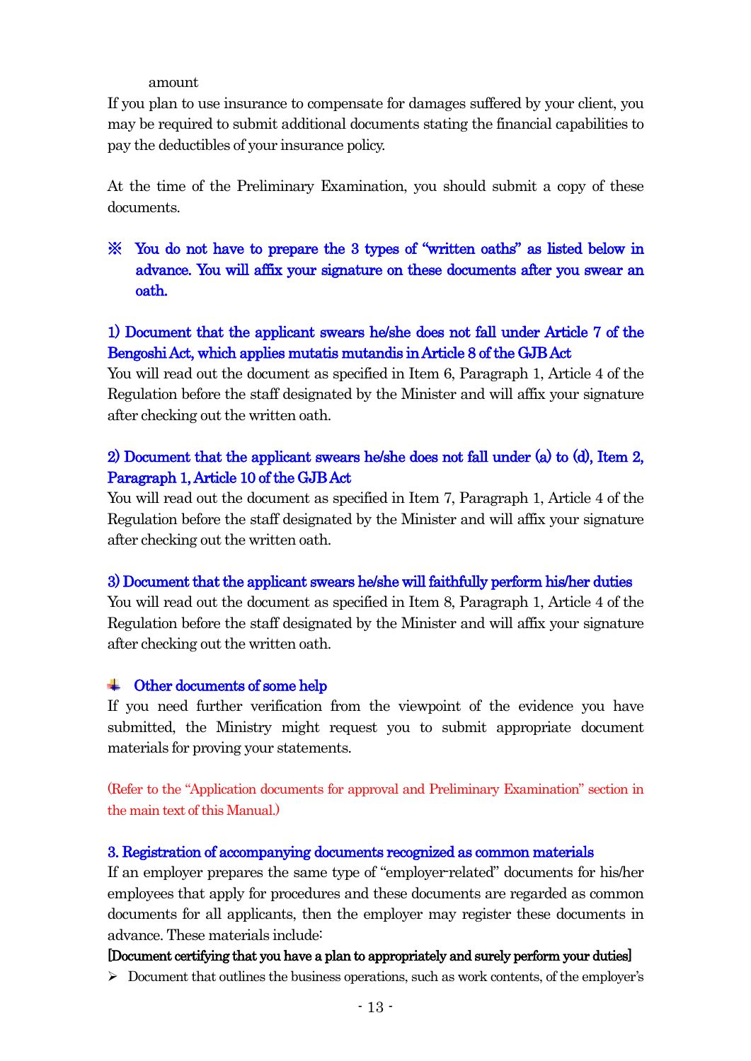amount

If you plan to use insurance to compensate for damages suffered by your client, you may be required to submit additional documents stating the financial capabilities to pay the deductibles of your insurance policy.

At the time of the Preliminary Examination, you should submit a copy of these documents.

※ **You do not have to prepare the 3 types of "written oaths" as listed below in advance. You will affix your signature on these documents after you swear an oath.**

**1) Document that the applicant swears he/she does not fall under Article 7 of the Bengoshi Act, which applies mutatis mutandis in Article 8 of the GJB Act**

You will read out the document as specified in Item 6, Paragraph 1, Article 4 of the Regulation before the staff designated by the Minister and will affix your signature after checking out the written oath.

**2) Document that the applicant swears he/she does not fall under (a) to (d), Item 2, Paragraph 1, Article 10 of the GJB Act**

You will read out the document as specified in Item 7, Paragraph 1, Article 4 of the Regulation before the staff designated by the Minister and will affix your signature after checking out the written oath.

**3) Document that the applicant swears he/she will faithfully perform his/her duties**

You will read out the document as specified in Item 8, Paragraph 1, Article 4 of the Regulation before the staff designated by the Minister and will affix your signature after checking out the written oath.

**Other documents of some help**

If you need further verification from the viewpoint of the evidence you have submitted, the Ministry might request you to submit appropriate document materials for proving your statements.

(Refer to the "Application documents for approval and Preliminary Examination" section in the main text of this Manual.)

### 3. Registration of accompanying documents recognized as common materials

If an employer prepares the same type of "employer-related" documents for his/her employees that apply for procedures and these documents are regarded as common documents for all applicants, then the employer may register these documents in advance. These materials include:

**[Document certifying that you have a plan to appropriately and surely perform your duties]**

- Document that outlines the business operations, such as work contents, of the employer's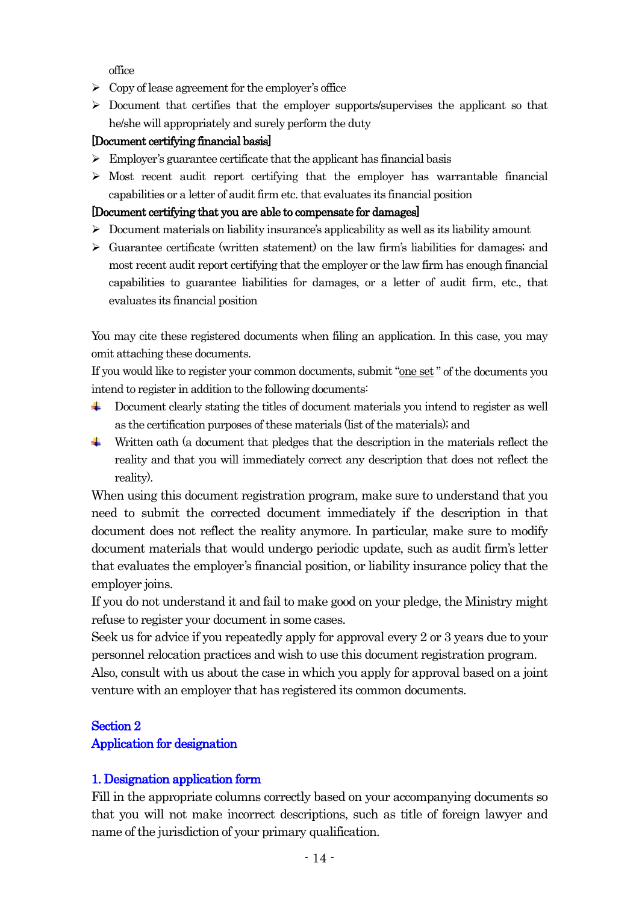office

- Copy of lease agreement for the employer's office
- Document that certifies that the employer supports/supervises the applicant so that he/she will appropriately and surely perform the duty

**[Document certifying financial basis]**

- Employer's guarantee certificate that the applicant has financial basis
- Most recent audit report certifying that the employer has warrantable financial capabilities or a letter of audit firm etc. that evaluates its financial position

**[Document certifying that you are able to compensate for damages]**

- Document materials on liability insurance's applicability as well as its liability amount
- Guarantee certificate (written statement) on the law firm's liabilities for damages; and most recent audit report certifying that the employer or the law firm has enough financial capabilities to guarantee liabilities for damages, or a letter of audit firm, etc., that evaluates its financial position

You may cite these registered documents when filing an application. In this case, you may omit attaching these documents.

If you would like to register your common documents, submit "one set" of the documents you intend to register in addition to the following documents:

- Document clearly stating the titles of document materials you intend to register as well as the certification purposes of these materials (list of the materials); and
- Written oath (a document that pledges that the description in the materials reflect the reality and that you will immediately correct any description that does not reflect the reality).

When using this document registration program, make sure to understand that you need to submit the corrected document immediately if the description in that document does not reflect the reality anymore. In particular, make sure to modify document materials that would undergo periodic update, such as audit firm's letter that evaluates the employer's financial position, or liability insurance policy that the employer joins.

If you do not understand it and fail to make good on your pledge, the Ministry might refuse to register your document in some cases.

Seek us for advice if you repeatedly apply for approval every 2 or 3 years due to your personnel relocation practices and wish to use this document registration program.

Also, consult with us about the case in which you apply for approval based on a joint venture with an employer that has registered its common documents.

## Section 2
## Application for designation

### 1. Designation application form

Fill in the appropriate columns correctly based on your accompanying documents so that you will not make incorrect descriptions, such as title of foreign lawyer and name of the jurisdiction of your primary qualification.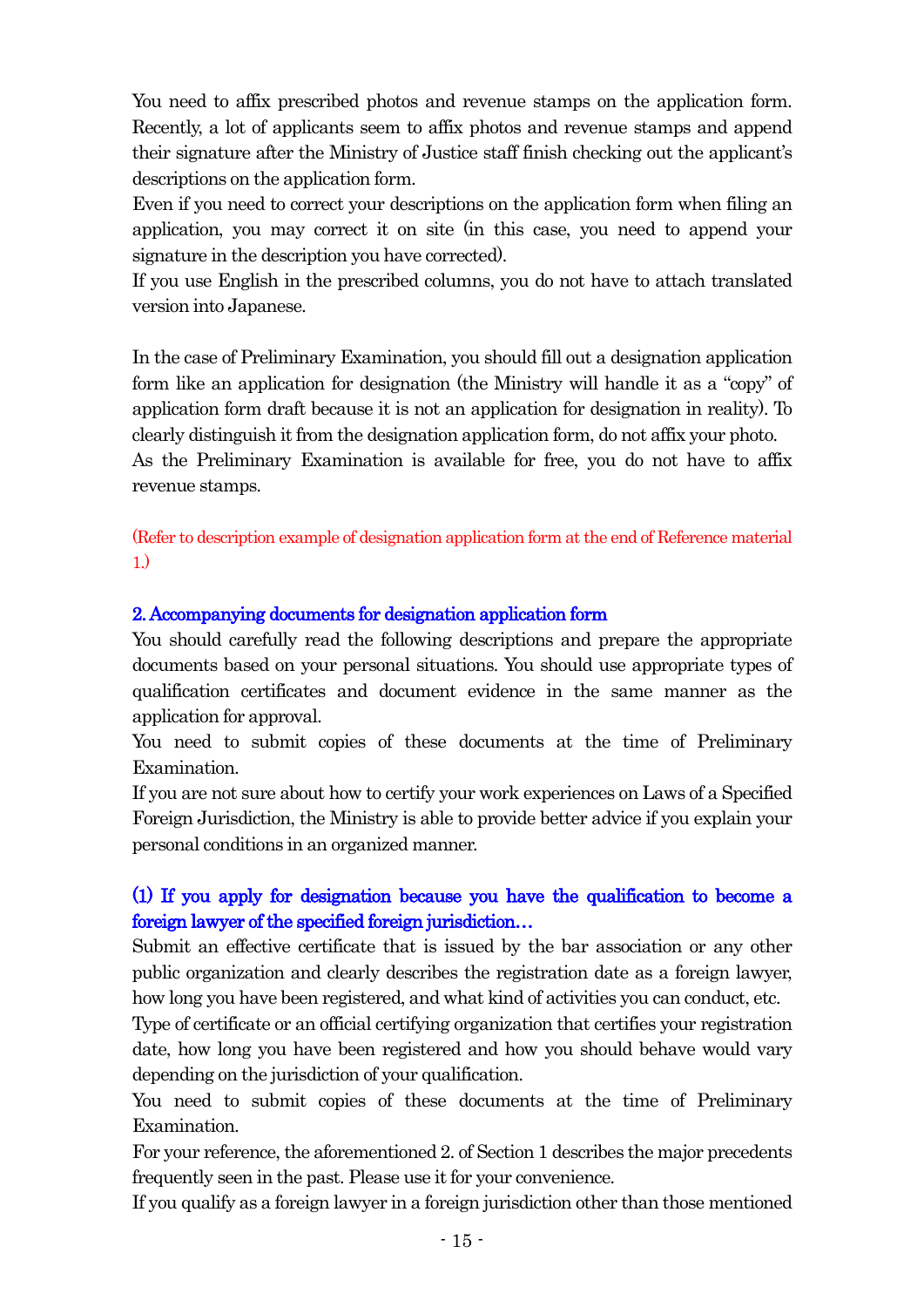You need to affix prescribed photos and revenue stamps on the application form. Recently, a lot of applicants seem to affix photos and revenue stamps and append their signature after the Ministry of Justice staff finish checking out the applicant's descriptions on the application form.

Even if you need to correct your descriptions on the application form when filing an application, you may correct it on site (in this case, you need to append your signature in the description you have corrected).

If you use English in the prescribed columns, you do not have to attach translated version into Japanese.

In the case of Preliminary Examination, you should fill out a designation application form like an application for designation (the Ministry will handle it as a "copy" of application form draft because it is not an application for designation in reality). To clearly distinguish it from the designation application form, do not affix your photo.

As the Preliminary Examination is available for free, you do not have to affix revenue stamps.

(Refer to description example of designation application form at the end of Reference material 1.)

### 2. Accompanying documents for designation application form

You should carefully read the following descriptions and prepare the appropriate documents based on your personal situations. You should use appropriate types of qualification certificates and document evidence in the same manner as the application for approval.

You need to submit copies of these documents at the time of Preliminary Examination.

If you are not sure about how to certify your work experiences on Laws of a Specified Foreign Jurisdiction, the Ministry is able to provide better advice if you explain your personal conditions in an organized manner.

#### (1) If you apply for designation because you have the qualification to become a foreign lawyer of the specified foreign jurisdiction…

Submit an effective certificate that is issued by the bar association or any other public organization and clearly describes the registration date as a foreign lawyer, how long you have been registered, and what kind of activities you can conduct, etc.

Type of certificate or an official certifying organization that certifies your registration date, how long you have been registered and how you should behave would vary depending on the jurisdiction of your qualification.

You need to submit copies of these documents at the time of Preliminary Examination.

For your reference, the aforementioned 2. of Section 1 describes the major precedents frequently seen in the past. Please use it for your convenience.

If you qualify as a foreign lawyer in a foreign jurisdiction other than those mentioned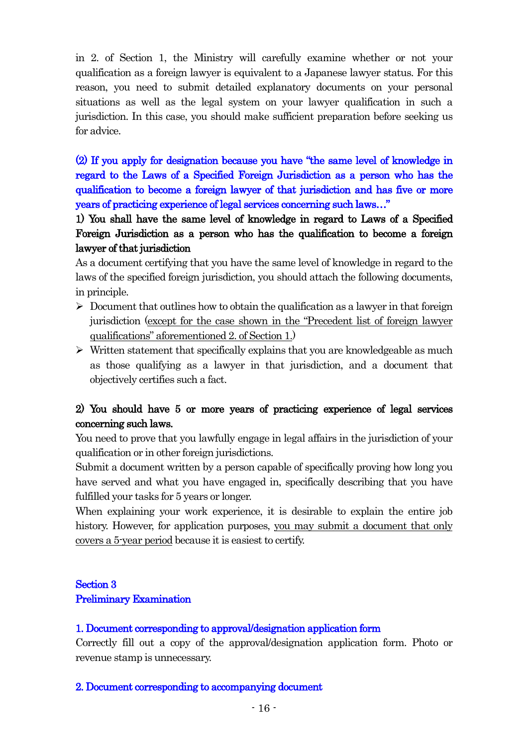in 2. of Section 1, the Ministry will carefully examine whether or not your qualification as a foreign lawyer is equivalent to a Japanese lawyer status. For this reason, you need to submit detailed explanatory documents on your personal situations as well as the legal system on your lawyer qualification in such a jurisdiction. In this case, you should make sufficient preparation before seeking us for advice.

### (2) If you apply for designation because you have "the same level of knowledge in regard to the Laws of a Specified Foreign Jurisdiction as a person who has the qualification to become a foreign lawyer of that jurisdiction and has five or more years of practicing experience of legal services concerning such laws…"

**1) You shall have the same level of knowledge in regard to Laws of a Specified Foreign Jurisdiction as a person who has the qualification to become a foreign lawyer of that jurisdiction**

As a document certifying that you have the same level of knowledge in regard to the laws of the specified foreign jurisdiction, you should attach the following documents, in principle.

- Document that outlines how to obtain the qualification as a lawyer in that foreign jurisdiction (except for the case shown in the "Precedent list of foreign lawyer qualifications" aforementioned 2. of Section 1.)
- Written statement that specifically explains that you are knowledgeable as much as those qualifying as a lawyer in that jurisdiction, and a document that objectively certifies such a fact.

**2) You should have 5 or more years of practicing experience of legal services concerning such laws.**

You need to prove that you lawfully engage in legal affairs in the jurisdiction of your qualification or in other foreign jurisdictions.

Submit a document written by a person capable of specifically proving how long you have served and what you have engaged in, specifically describing that you have fulfilled your tasks for 5 years or longer.

When explaining your work experience, it is desirable to explain the entire job history. However, for application purposes, you may submit a document that only covers a 5-year period because it is easiest to certify.

## Section 3
## Preliminary Examination

### 1. Document corresponding to approval/designation application form

Correctly fill out a copy of the approval/designation application form. Photo or revenue stamp is unnecessary.

### 2. Document corresponding to accompanying document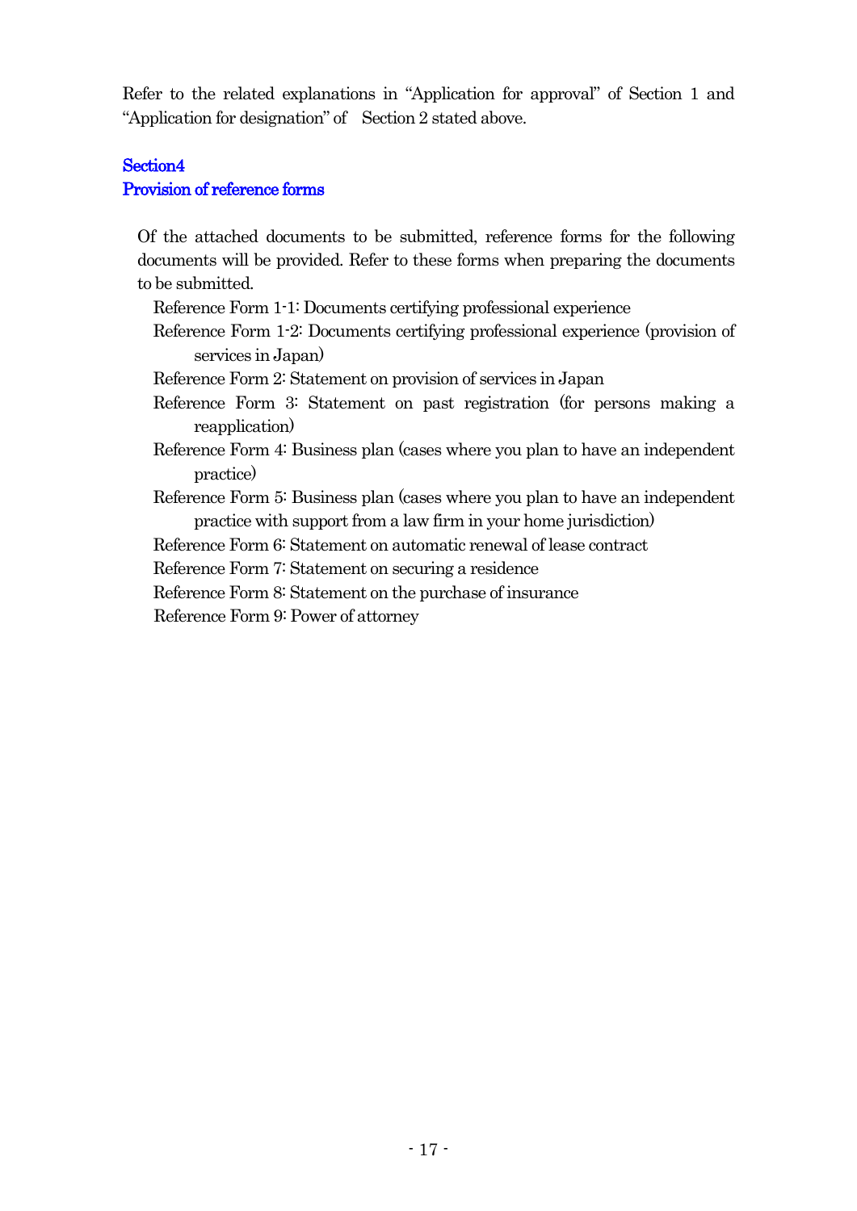Refer to the related explanations in “Application for approval” of Section 1 and “Application for designation” of Section 2 stated above.

## Section4
## Provision of reference forms

Of the attached documents to be submitted, reference forms for the following documents will be provided. Refer to these forms when preparing the documents to be submitted.

- Reference Form 1-1: Documents certifying professional experience
- Reference Form 1-2: Documents certifying professional experience (provision of services in Japan)
- Reference Form 2: Statement on provision of services in Japan
- Reference Form 3: Statement on past registration (for persons making a reapplication)
- Reference Form 4: Business plan (cases where you plan to have an independent practice)
- Reference Form 5: Business plan (cases where you plan to have an independent practice with support from a law firm in your home jurisdiction)
- Reference Form 6: Statement on automatic renewal of lease contract
- Reference Form 7: Statement on securing a residence
- Reference Form 8: Statement on the purchase of insurance
- Reference Form 9: Power of attorney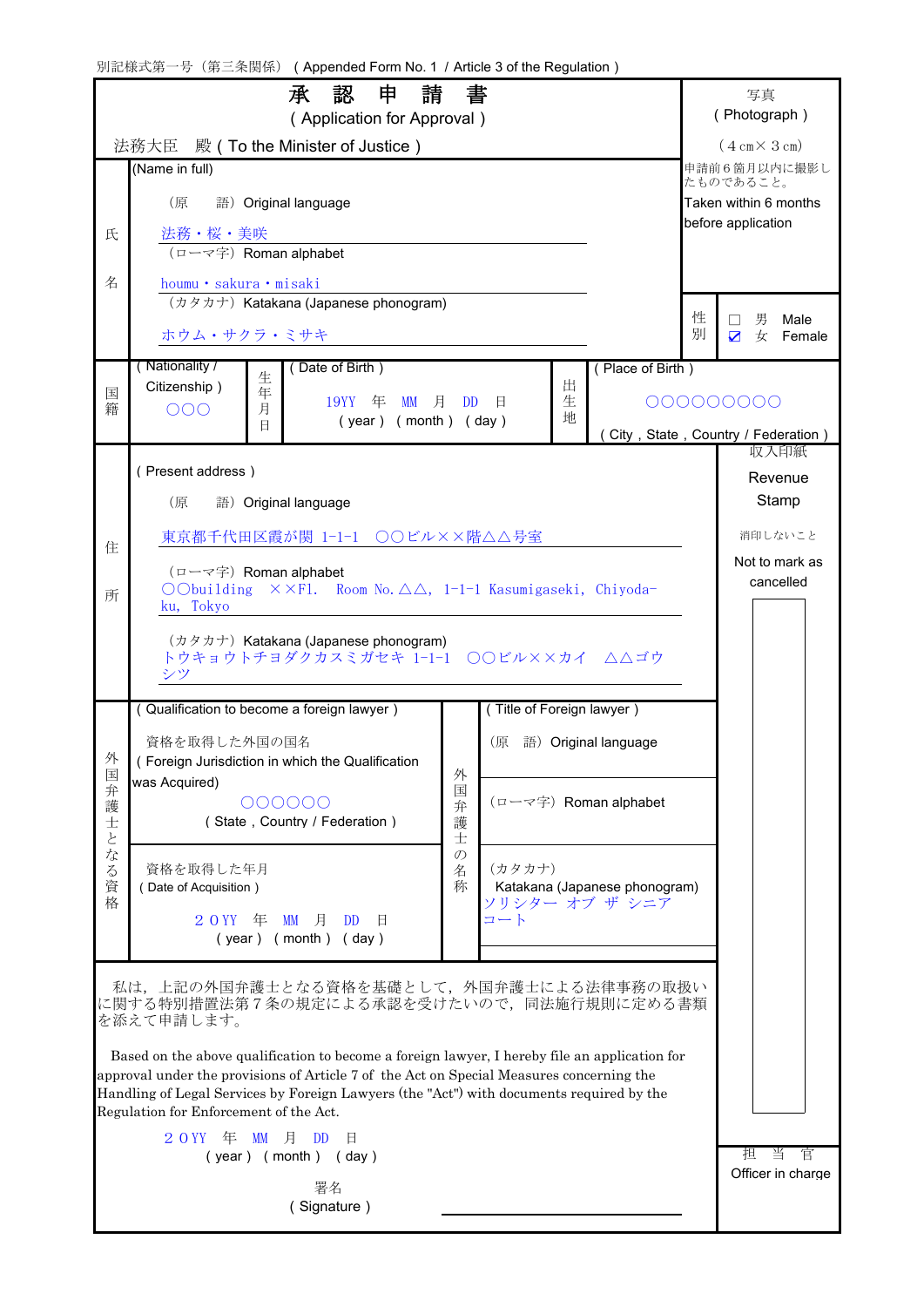別記様式第一号（第三条関係）（Appended Form No. 1 / Article 3 of the Regulation）

# 承　認　申　請　書
## ( Application for Approval )

法務大臣　殿 ( To the Minister of Justice )

| | | | |
|---|---|---|---|
| 氏名 | (Name in full)<br>（原　　語）Original language<br>法務・桜・美咲<br>（ローマ字）Roman alphabet<br>houmu・sakura・misaki<br>（カタカナ）Katakana (Japanese phonogram)<br>ホウム・サクラ・ミサキ | 写真<br>( Photograph )<br>（4 cm× 3 cm）<br>申請前６箇月以内に撮影したものであること。<br>Taken within 6 months before application | |
| | | 性別 | ☐ 男 Male<br>☑ 女 Female |

| 国籍 ( Nationality / Citizenship ) | 生年月日 ( Date of Birth ) | 出生地 ( Place of Birth ) |
|---|---|---|
| ○○○ | 19YY 年 MM 月 DD 日<br>( year ) ( month ) ( day ) | ○○○○○○○○○<br>( City , State , Country / Federation ) |

| | | |
|---|---|---|
| 住所 | ( Present address )<br>（原　　語）Original language<br>東京都千代田区霞が関 1-1-1　○○ビル××階△△号室<br>（ローマ字）Roman alphabet<br>○○building ××Fl. Room No.△△, 1-1-1 Kasumigaseki, Chiyoda-ku, Tokyo<br>（カタカナ）Katakana (Japanese phonogram)<br>トウキョウトチヨダクカスミガセキ 1-1-1 ○○ビル××カイ △△ゴウシツ | 収入印紙<br>Revenue Stamp<br>消印しないこと<br>Not to mark as cancelled |

| | | | |
|---|---|---|---|
| 外国弁護士となる資格 | ( Qualification to become a foreign lawyer )<br>資格を取得した外国の国名<br>( Foreign Jurisdiction in which the Qualification was Acquired)<br>○○○○○○<br>( State , Country / Federation ) | 外国弁護士の名称 | ( Title of Foreign lawyer )<br>（原　語）Original language |
| | | | （ローマ字）Roman alphabet |
| | 資格を取得した年月<br>( Date of Acquisition )<br>２０YY 年 MM 月 DD 日<br>( year ) ( month ) ( day ) | | （カタカナ）<br>Katakana (Japanese phonogram)<br>ソリシター オブ ザ シニアコート |

私は，上記の外国弁護士となる資格を基礎として，外国弁護士による法律事務の取扱いに関する特別措置法第７条の規定による承認を受けたいので，同法施行規則に定める書類を添えて申請します。

Based on the above qualification to become a foreign lawyer, I hereby file an application for approval under the provisions of Article 7 of the Act on Special Measures concerning the Handling of Legal Services by Foreign Lawyers (the "Act") with documents required by the Regulation for Enforcement of the Act.

２０YY 年 MM 月 DD 日
( year ) ( month ) ( day )

署名
( Signature ) ____________________

担　当　官
Officer in charge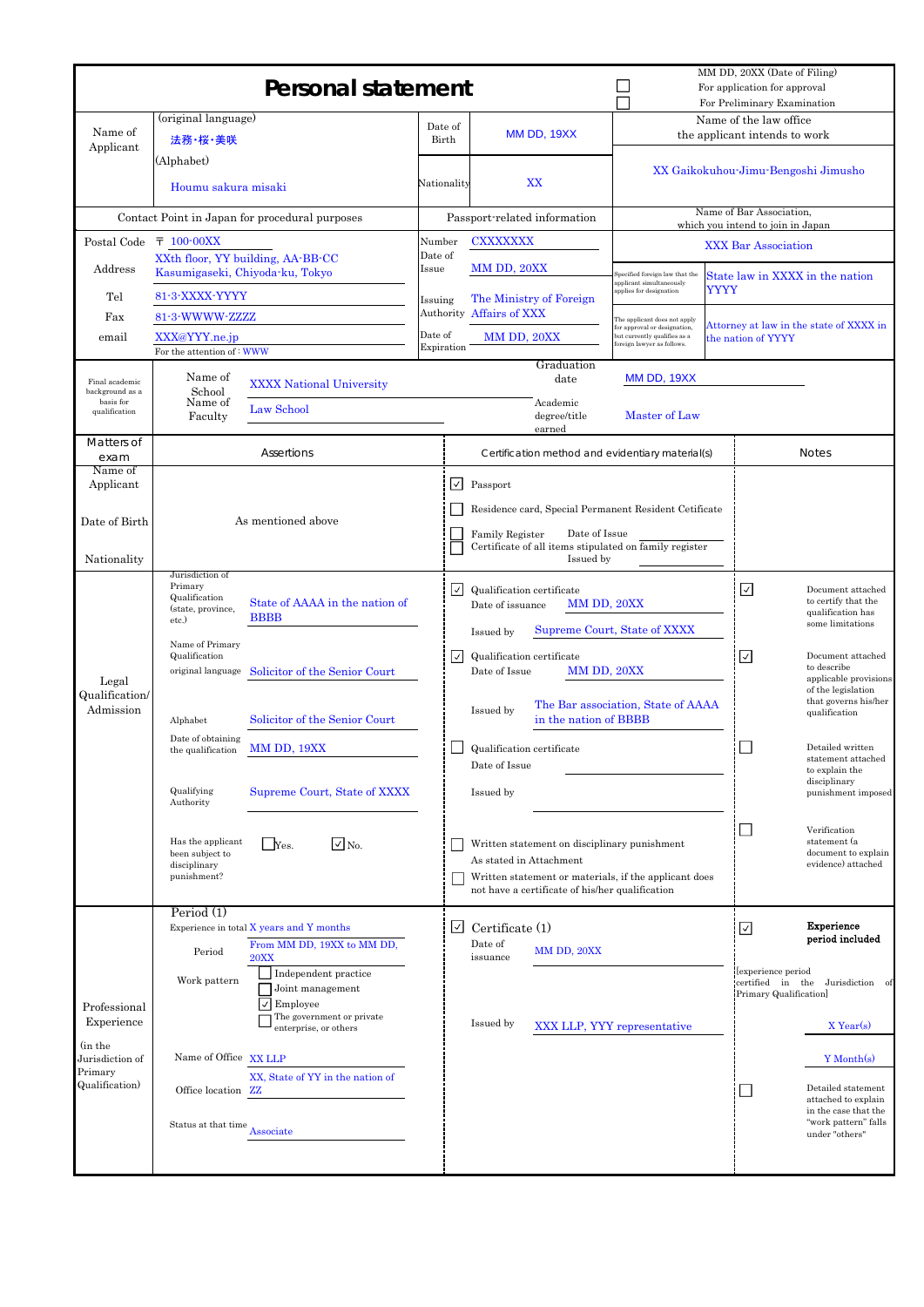# Personal statement

MM DD, 20XX (Date of Filing)

☐ For application for approval

☐ For Preliminary Examination

| Name of Applicant | (original language) 法務・桜・美咲 (Alphabet) Houmu sakura misaki | Date of Birth | MM DD, 19XX | Name of the law office the applicant intends to work |
|---|---|---|---|---|
| | | Nationality | XX | XX Gaikokuhou-Jimu-Bengoshi Jimusho |

| Contact Point in Japan for procedural purposes | | Passport-related information | | Name of Bar Association, which you intend to join in Japan | |
|---|---|---|---|---|---|
| Postal Code | 〒 100-00XX | Number | CXXXXXXXX | XXX Bar Association | |
| Address | XXth floor, YY building, AA-BB-CC Kasumigaseki, Chiyoda-ku, Tokyo | Date of Issue | MM DD, 20XX | Specified foreign law that the applicant simultaneously applies for designation | State law in XXXX in the nation YYYY |
| Tel | 81-3-XXXX-YYYY | Issuing Authority | The Ministry of Foreign Affairs of XXX | | |
| Fax | 81-3-WWWW-ZZZZ | | | The applicant does not apply for approval or designation, but currently qualifies as a foreign lawyer as follows. | Attorney at law in the state of XXXX in the nation of YYYY |
| email | XXX@YYY.ne.jp For the attention of : WWW | Date of Expiration | MM DD, 20XX | | |

| Final academic background as a basis for qualification | Name of School | XXXX National University | Graduation date | MM DD, 19XX |
|---|---|---|---|---|
| | Name of Faculty | Law School | Academic degree/title earned | Master of Law |

| Matters of exam | Assertions | Certification method and evidentiary material(s) | Notes |
|---|---|---|---|
| Name of Applicant / Date of Birth / Nationality | As mentioned above | ☑ Passport<br>☐ Residence card, Special Permanent Resident Certificate<br>☐ Family Register Date of Issue<br>☐ Certificate of all items stipulated on family register Issued by | |
| Legal Qualification/ Admission | Jurisdiction of Primary Qualification (state, province, etc.): State of AAAA in the nation of BBBB<br>Name of Primary Qualification<br>original language: Solicitor of the Senior Court<br>Alphabet: Solicitor of the Senior Court<br>Date of obtaining the qualification: MM DD, 19XX<br>Qualifying Authority: Supreme Court, State of XXXX<br>Has the applicant been subject to disciplinary punishment? ☐ Yes. ☑ No. | ☑ Qualification certificate Date of issuance MM DD, 20XX Issued by Supreme Court, State of XXXX<br>☑ Qualification certificate Date of Issue MM DD, 20XX Issued by The Bar association, State of AAAA in the nation of BBBB<br>☐ Qualification certificate Date of Issue Issued by<br>☐ Written statement on disciplinary punishment As stated in Attachment<br>☐ Written statement or materials, if the applicant does not have a certificate of his/her qualification | ☑ Document attached to certify that the qualification has some limitations<br>☑ Document attached to describe applicable provisions of the legislation that governs his/her qualification<br>☐ Detailed written statement attached to explain the disciplinary punishment imposed<br>☐ Verification statement (a document to explain evidence) attached |
| Professional Experience (in the Jurisdiction of Primary Qualification) | Period (1)<br>Experience in total X years and Y months<br>Period: From MM DD, 19XX to MM DD, 20XX<br>Work pattern: ☐ Independent practice ☐ Joint management ☑ Employee ☐ The government or private enterprise, or others<br>Name of Office: XX LLP<br>Office location: XX, State of YY in the nation of ZZ<br>Status at that time: Associate | ☑ Certificate (1)<br>Date of issuance MM DD, 20XX<br>Issued by XXX LLP, YYY representative | ☑ **Experience period included**<br>[experience period certified in the Jurisdiction of Primary Qualification]<br>X Year(s)<br>Y Month(s)<br>☐ Detailed statement attached to explain in the case that the "work pattern" falls under "others" |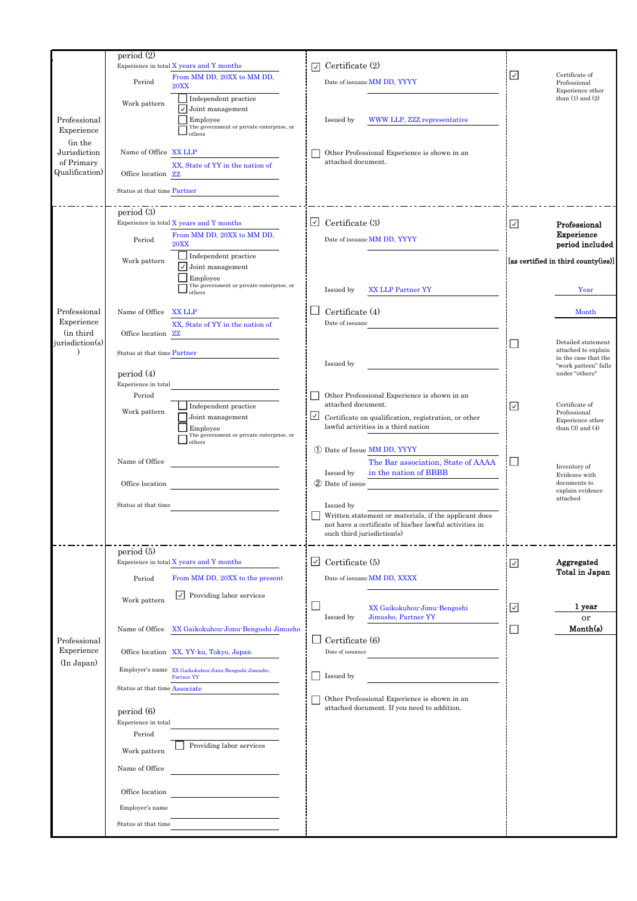| | | | |
|---|---|---|---|
| Professional Experience (in the Jurisdiction of Primary Qualification) | period (2)<br>Experience in total: X years and Y months<br>Period: From MM DD, 20XX to MM DD, 20XX<br>Work pattern: ☐ Independent practice ☑ Joint management ☐ Employee ☐ The government or private enterprise, or others<br>Name of Office: XX LLP<br>Office location: XX, State of YY in the nation of ZZ<br>Status at that time: Partner | ☑ Certificate (2)<br>Date of issuance: MM DD, YYYY<br>Issued by: WWW LLP, ZZZ representative<br>☐ Other Professional Experience is shown in an attached document. | ☑ Certificate of Professional Experience other than (1) and (2) |
| Professional Experience (in third jurisdiction(s)) | period (3)<br>Experience in total: X years and Y months<br>Period: From MM DD, 20XX to MM DD, 20XX<br>Work pattern: ☐ Independent practice ☑ Joint management ☐ Employee ☐ The government or private enterprise, or others<br>Name of Office: XX LLP<br>Office location: XX, State of YY in the nation of ZZ<br>Status at that time: Partner<br><br>period (4)<br>Experience in total:<br>Period:<br>Work pattern: ☐ Independent practice ☐ Joint management ☐ Employee ☐ The government or private enterprise, or others<br>Name of Office:<br>Office location:<br>Status at that time: | ☑ Certificate (3)<br>Date of issuance: MM DD, YYYY<br>Issued by: XX LLP Partner YY<br><br>☐ Certificate (4)<br>Date of issuance:<br>Issued by:<br><br>☐ Other Professional Experience is shown in an attached document.<br>☑ Certificate on qualification, registration, or other lawful activities in a third nation<br>① Date of Issue: MM DD, YYYY<br>Issued by: The Bar association, State of AAAA in the nation of BBBB<br>② Date of issue:<br>Issued by:<br>☐ Written statement or materials, if the applicant does not have a certificate of his/her lawful activities in such third jurisdiction(s) | ☑ **Professional Experience period included**<br>[as certified in third county(ies)]<br>Year<br>Month<br><br>☐ Detailed statement attached to explain in the case that the "work pattern" falls under "others"<br><br>☑ Certificate of Professional Experience other than (3) and (4)<br><br>☐ Inventory of Evidence with documents to explain evidence attached |
| Professional Experience (In Japan) | period (5)<br>Experience in total: X years and Y months<br>Period: From MM DD, 20XX to the present<br>Work pattern: ☑ Providing labor services<br>Name of Office: XX Gaikokuhou-Jimu-Bengoshi Jimusho<br>Office location: XX, YY-ku, Tokyo, Japan<br>Employer's name: XX Gaikokuhou-Jimu-Bengoshi Jimusho, Partner YY<br>Status at that time: Associate<br><br>period (6)<br>Experience in total:<br>Period:<br>Work pattern: ☐ Providing labor services<br>Name of Office:<br>Office location:<br>Employer's name:<br>Status at that time: | ☑ Certificate (5)<br>Date of issuance: MM DD, XXXX<br>☐ Issued by: XX Gaikokuhou-Jimu-Bengoshi Jimusho, Partner YY<br><br>☐ Certificate (6)<br>Date of issuance:<br>☐ Issued by:<br>☐ Other Professional Experience is shown in an attached document. If you need to addition. | ☑ **Aggregated Total in Japan**<br>☑ **1 year**<br>or<br>☐ **Month(s)** |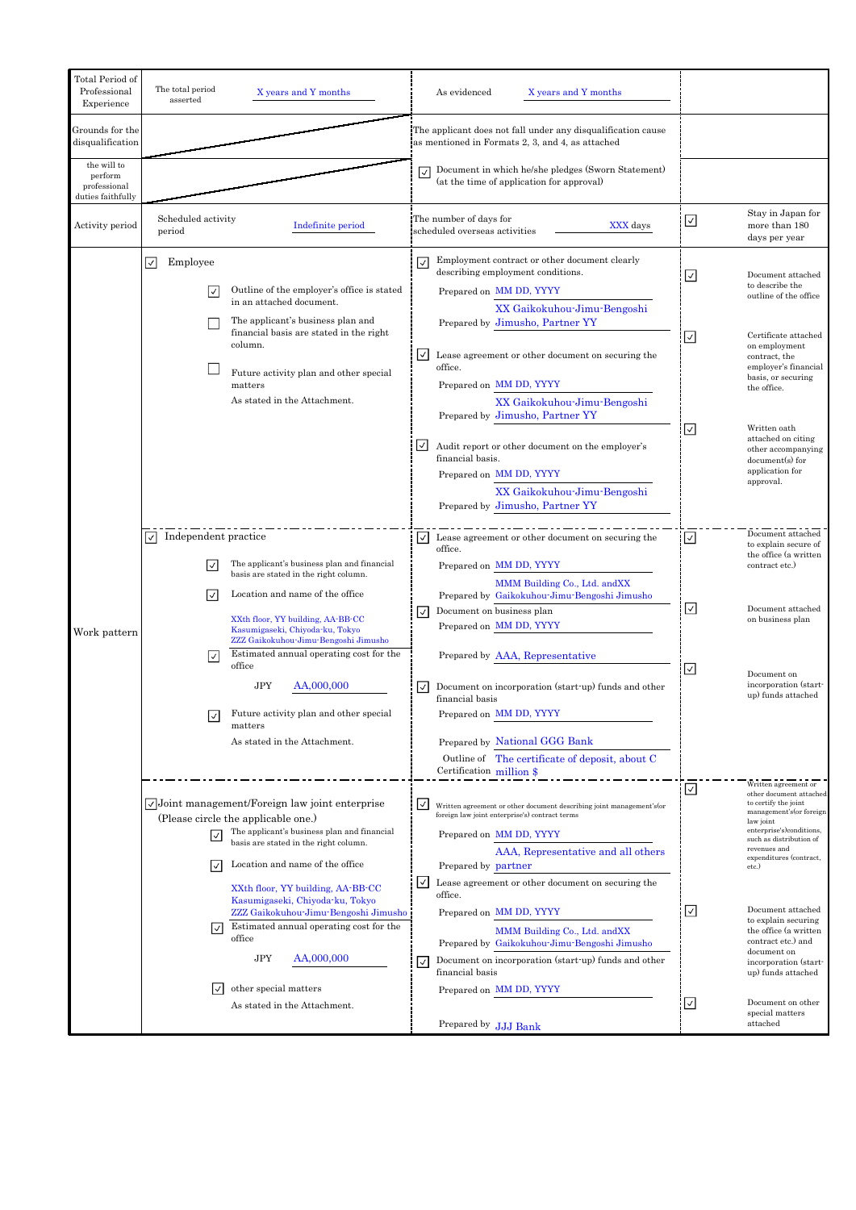| Item | Applicant's statement | Evidence / documents | Check | Attachment |
|---|---|---|---|---|
| Total Period of Professional Experience | The total period asserted X years and Y months | As evidenced X years and Y months | | |
| Grounds for the disqualification | | The applicant does not fall under any disqualification cause as mentioned in Formats 2, 3, and 4, as attached | | |
| the will to perform professional duties faithfully | | ☑ Document in which he/she pledges (Sworn Statement) (at the time of application for approval) | | |
| Activity period | Scheduled activity period Indefinite period | The number of days for scheduled overseas activities XXX days | ☑ | Stay in Japan for more than 180 days per year |
| Work pattern | ☑ Employee<br>☑ Outline of the employer's office is stated in an attached document.<br>☐ The applicant's business plan and financial basis are stated in the right column.<br>☐ Future activity plan and other special matters<br>As stated in the Attachment. | ☑ Employment contract or other document clearly describing employment conditions.<br>Prepared on MM DD, YYYY<br>Prepared by XX Gaikokuhou-Jimu-Bengoshi Jimusho, Partner YY<br>☑ Lease agreement or other document on securing the office.<br>Prepared on MM DD, YYYY<br>Prepared by XX Gaikokuhou-Jimu-Bengoshi Jimusho, Partner YY<br>☑ Audit report or other document on the employer's financial basis.<br>Prepared on MM DD, YYYY<br>Prepared by XX Gaikokuhou-Jimu-Bengoshi Jimusho, Partner YY | ☑<br>☑<br>☑ | Document attached to describe the outline of the office<br>Certificate attached on employment contract, the employer's financial basis, or securing the office.<br>Written oath attached on citing other accompanying document(s) for application for approval. |
| | ☑ Independent practice<br>☑ The applicant's business plan and financial basis are stated in the right column.<br>☑ Location and name of the office<br>XXth floor, YY building, AA-BB-CC Kasumigaseki, Chiyoda-ku, Tokyo<br>ZZZ Gaikokuhou-Jimu-Bengoshi Jimusho<br>☑ Estimated annual operating cost for the office<br>JPY AA,000,000<br>☑ Future activity plan and other special matters<br>As stated in the Attachment. | ☑ Lease agreement or other document on securing the office.<br>Prepared on MM DD, YYYY<br>Prepared by MMM Building Co., Ltd. andXX Gaikokuhou-Jimu-Bengoshi Jimusho<br>☑ Document on business plan<br>Prepared on MM DD, YYYY<br>Prepared by AAA, Representative<br>☑ Document on incorporation (start-up) funds and other financial basis<br>Prepared on MM DD, YYYY<br>Prepared by National GGG Bank<br>Outline of Certification The certificate of deposit, about C million $ | ☑<br>☑<br>☑ | Document attached to explain secure of the office (a written contract etc.)<br>Document attached on business plan<br>Document on incorporation (start-up) funds attached |
| | ☑ Joint management/Foreign law joint enterprise (Please circle the applicable one.)<br>☑ The applicant's business plan and financial basis are stated in the right column.<br>☑ Location and name of the office<br>XXth floor, YY building, AA-BB-CC Kasumigaseki, Chiyoda-ku, Tokyo<br>ZZZ Gaikokuhou-Jimu-Bengoshi Jimusho<br>☑ Estimated annual operating cost for the office<br>JPY AA,000,000<br>☑ other special matters<br>As stated in the Attachment. | ☑ Written agreement or other document describing joint management's(or foreign law joint enterprise's) contract terms<br>Prepared on MM DD, YYYY<br>Prepared by AAA, Representative and all others partner<br>☑ Lease agreement or other document on securing the office.<br>Prepared on MM DD, YYYY<br>Prepared by MMM Building Co., Ltd. andXX Gaikokuhou-Jimu-Bengoshi Jimusho<br>☑ Document on incorporation (start-up) funds and other financial basis<br>Prepared on MM DD, YYYY<br>Prepared by JJJ Bank | ☑<br>☑<br>☑ | Written agreement or other document attached to certify the joint management's(or foreign law joint enterprise's)conditions, such as distribution of revenues and expenditures (contract, etc.)<br>Document attached to explain securing the office (a written contract etc.) and document on incorporation (start-up) funds attached<br>Document on other special matters attached |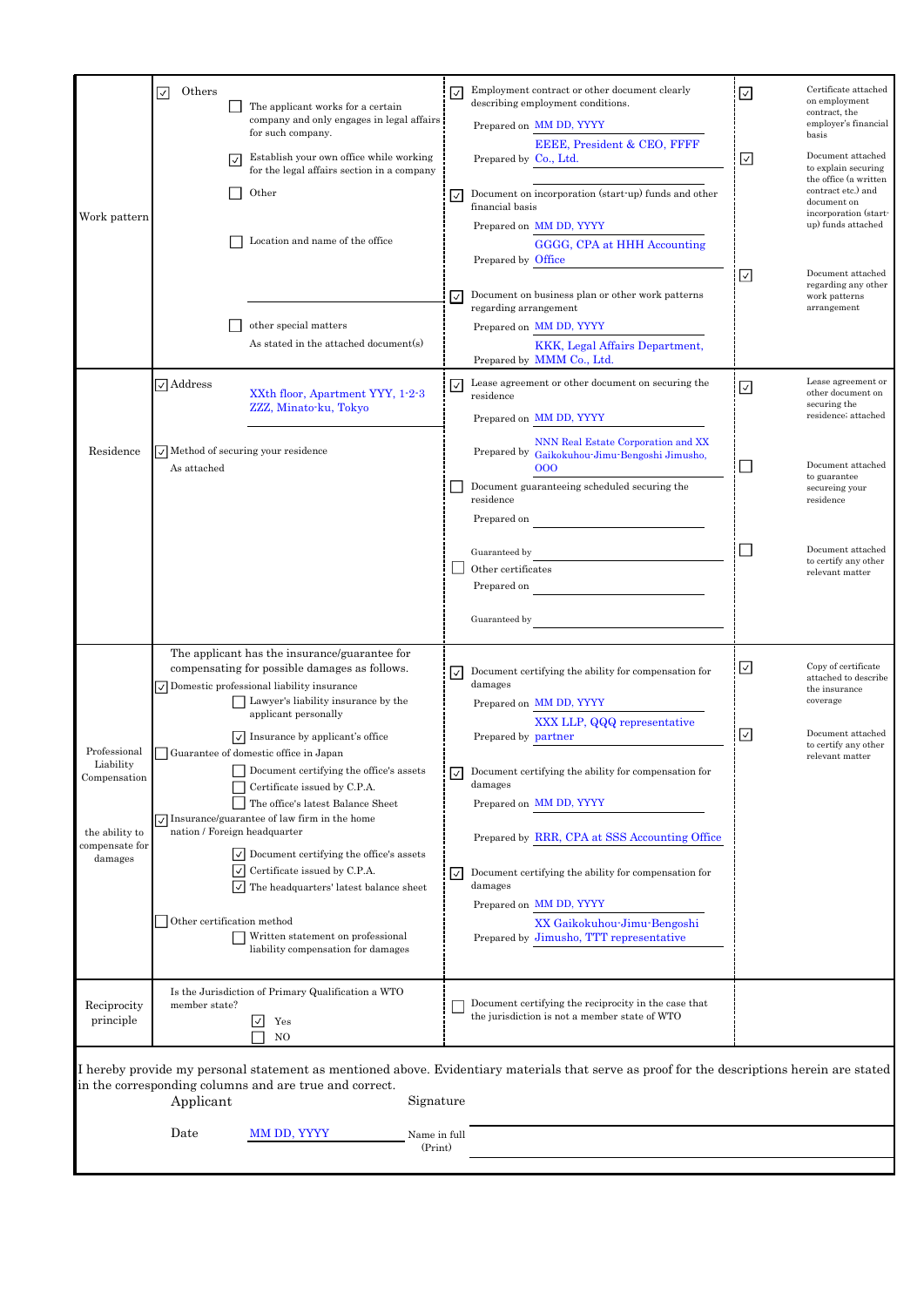| | | | |
|---|---|---|---|
| Work pattern | ☑ Others<br>☐ The applicant works for a certain company and only engages in legal affairs for such company.<br>☑ Establish your own office while working for the legal affairs section in a company<br>☐ Other<br>☐ Location and name of the office<br>☐ other special matters<br>As stated in the attached document(s) | ☑ Employment contract or other document clearly describing employment conditions.<br>Prepared on MM DD, YYYY<br>Prepared by EEEE, President & CEO, FFFF Co., Ltd.<br>☑ Document on incorporation (start-up) funds and other financial basis<br>Prepared on MM DD, YYYY<br>Prepared by GGGG, CPA at HHH Accounting Office<br>☑ Document on business plan or other work patterns regarding arrangement<br>Prepared on MM DD, YYYY<br>Prepared by KKK, Legal Affairs Department, MMM Co., Ltd. | ☑ Certificate attached on employment contract, the employer's financial basis<br>☑ Document attached to explain securing the office (a written contract etc.) and document on incorporation (start-up) funds attached<br>☑ Document attached regarding any other work patterns arrangement |
| Residence | ☑ Address<br>XXth floor, Apartment YYY, 1-2-3 ZZZ, Minato-ku, Tokyo<br>☑ Method of securing your residence<br>As attached | ☑ Lease agreement or other document on securing the residence<br>Prepared on MM DD, YYYY<br>Prepared by NNN Real Estate Corporation and XX Gaikokuhou-Jimu-Bengoshi Jimusho, OOO<br>☐ Document guaranteeing scheduled securing the residence<br>Prepared on<br>Guaranteed by<br>☐ Other certificates<br>Prepared on<br>Guaranteed by | ☑ Lease agreement or other document on securing the residence: attached<br>☐ Document attached to guarantee secureing your residence<br>☐ Document attached to certify any other relevant matter |
| Professional Liability Compensation<br><br>the ability to compensate for damages | The applicant has the insurance/guarantee for compensating for possible damages as follows.<br>☑ Domestic professional liability insurance<br>☐ Lawyer's liability insurance by the applicant personally<br>☑ Insurance by applicant's office<br>☐ Guarantee of domestic office in Japan<br>☐ Document certifying the office's assets<br>☐ Certificate issued by C.P.A.<br>☐ The office's latest Balance Sheet<br>☑ Insurance/guarantee of law firm in the home nation / Foreign headquarter<br>☑ Document certifying the office's assets<br>☑ Certificate issued by C.P.A.<br>☑ The headquarters' latest balance sheet<br>☐ Other certification method<br>☐ Written statement on professional liability compensation for damages | ☑ Document certifying the ability for compensation for damages<br>Prepared on MM DD, YYYY<br>Prepared by XXX LLP, QQQ representative partner<br>☑ Document certifying the ability for compensation for damages<br>Prepared on MM DD, YYYY<br>Prepared by RRR, CPA at SSS Accounting Office<br>☑ Document certifying the ability for compensation for damages<br>Prepared on MM DD, YYYY<br>Prepared by XX Gaikokuhou-Jimu-Bengoshi Jimusho, TTT representative | ☑ Copy of certificate attached to describe the insurance coverage<br>☑ Document attached to certify any other relevant matter |
| Reciprocity principle | Is the Jurisdiction of Primary Qualification a WTO member state?<br>☑ Yes<br>☐ NO | ☐ Document certifying the reciprocity in the case that the jurisdiction is not a member state of WTO | |

I hereby provide my personal statement as mentioned above. Evidentiary materials that serve as proof for the descriptions herein are stated in the corresponding columns and are true and correct.

Applicant　　　　Signature

Date MM DD, YYYY　　　　Name in full (Print)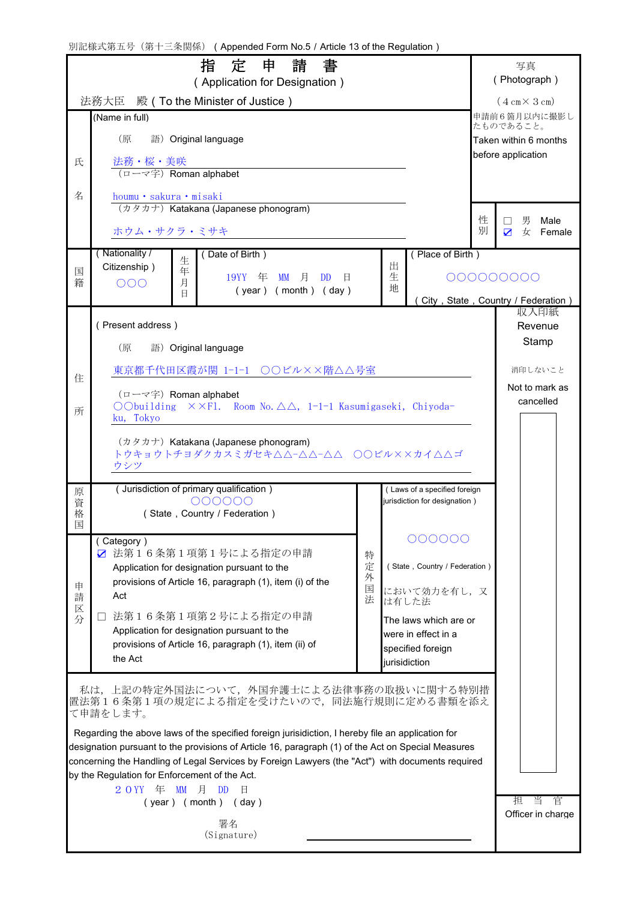別記様式第五号（第十三条関係）（Appended Form No.5 / Article 13 of the Regulation）

# 指　定　申　請　書
## ( Application for Designation )

法務大臣　殿 ( To the Minister of Justice )

| | | |
|---|---|---|
| 写真 ( Photograph ) | （４cm×３cm） | 申請前６箇月以内に撮影したものであること。 Taken within 6 months before application |

| | | | |
|---|---|---|---|
| 氏名 | (Name in full) | | |
| | （原　　語）Original language | 法務・桜・美咲 | |
| | （ローマ字）Roman alphabet | houmu・sakura・misaki | |
| | （カタカナ）Katakana (Japanese phonogram) | ホウム・サクラ・ミサキ | |
| 性別 | □ 男 Male | ☑ 女 Female | |

| 国籍 ( Nationality / Citizenship ) | 生年月日 ( Date of Birth ) | 出生地 ( Place of Birth ) |
|---|---|---|
| ○○○ | 19YY 年 MM 月 DD 日 ( year ) ( month ) ( day ) | ○○○○○○○○○ ( City , State , Country / Federation ) |

| 住所 ( Present address ) | |
|---|---|
| （原　　語）Original language | 東京都千代田区霞が関 1-1-1 ○○ビル××階△△号室 |
| （ローマ字）Roman alphabet | ○○building ××Fl. Room No.△△, 1-1-1 Kasumigaseki, Chiyoda-ku, Tokyo |
| （カタカナ）Katakana (Japanese phonogram) | トウキョウトチヨダクカスミガセキ△△-△△-△△ ○○ビル××カイ△△ゴウシツ |

収入印紙 Revenue Stamp　消印しないこと Not to mark as cancelled

| 原資格国 ( Jurisdiction of primary qualification ) | 特定外国法 ( Laws of a specified foreign jurisdiction for designation ) |
|---|---|
| ○○○○○○ ( State , Country / Federation ) | ○○○○○○ ( State , Country / Federation ) において効力を有し，又は有した法 The laws which are or were in effect in a specified foreign jurisidiction |

| 申請区分 ( Category ) |
|---|
| ☑ 法第１６条第１項第１号による指定の申請 Application for designation pursuant to the provisions of Article 16, paragraph (1), item (i) of the Act |
| □ 法第１６条第１項第２号による指定の申請 Application for designation pursuant to the provisions of Article 16, paragraph (1), item (ii) of the Act |

私は，上記の特定外国法について，外国弁護士による法律事務の取扱いに関する特別措置法第１６条第１項の規定による指定を受けたいので，同法施行規則に定める書類を添えて申請をします。

Regarding the above laws of the specified foreign jurisdiction, I hereby file an application for designation pursuant to the provisions of Article 16, paragraph (1) of the Act on Special Measures concerning the Handling of Legal Services by Foreign Lawyers (the "Act") with documents required by the Regulation for Enforcement of the Act.

２０YY 年 MM 月 DD 日
( year ) ( month ) ( day )

署名
(Signature) ____________________

担　当　官
Officer in charge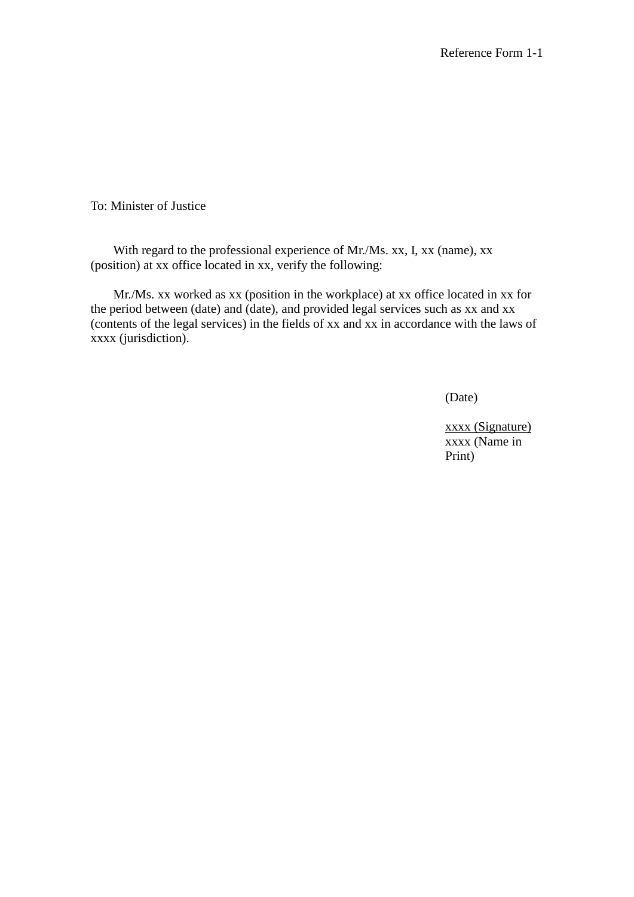Reference Form 1-1

To: Minister of Justice

With regard to the professional experience of Mr./Ms. xx, I, xx (name), xx (position) at xx office located in xx, verify the following:

Mr./Ms. xx worked as xx (position in the workplace) at xx office located in xx for the period between (date) and (date), and provided legal services such as xx and xx (contents of the legal services) in the fields of xx and xx in accordance with the laws of xxxx (jurisdiction).

(Date)

xxxx (Signature)
xxxx (Name in Print)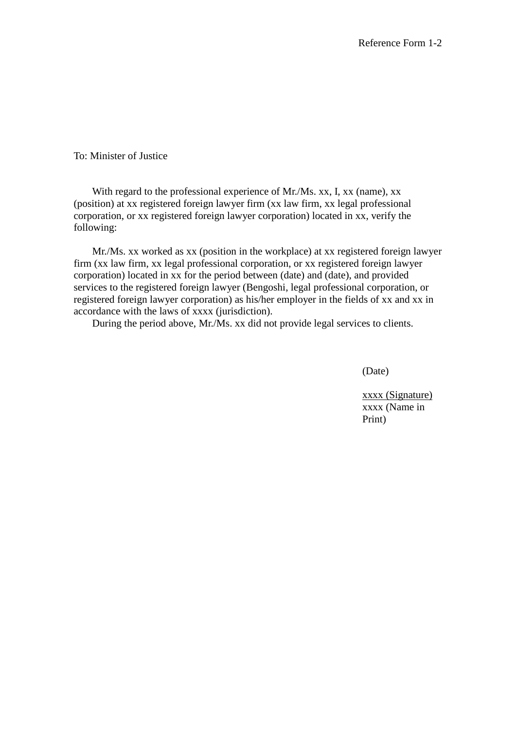Reference Form 1-2

To: Minister of Justice

With regard to the professional experience of Mr./Ms. xx, I, xx (name), xx (position) at xx registered foreign lawyer firm (xx law firm, xx legal professional corporation, or xx registered foreign lawyer corporation) located in xx, verify the following:

Mr./Ms. xx worked as xx (position in the workplace) at xx registered foreign lawyer firm (xx law firm, xx legal professional corporation, or xx registered foreign lawyer corporation) located in xx for the period between (date) and (date), and provided services to the registered foreign lawyer (Bengoshi, legal professional corporation, or registered foreign lawyer corporation) as his/her employer in the fields of xx and xx in accordance with the laws of xxxx (jurisdiction).

During the period above, Mr./Ms. xx did not provide legal services to clients.

(Date)

xxxx (Signature)
xxxx (Name in Print)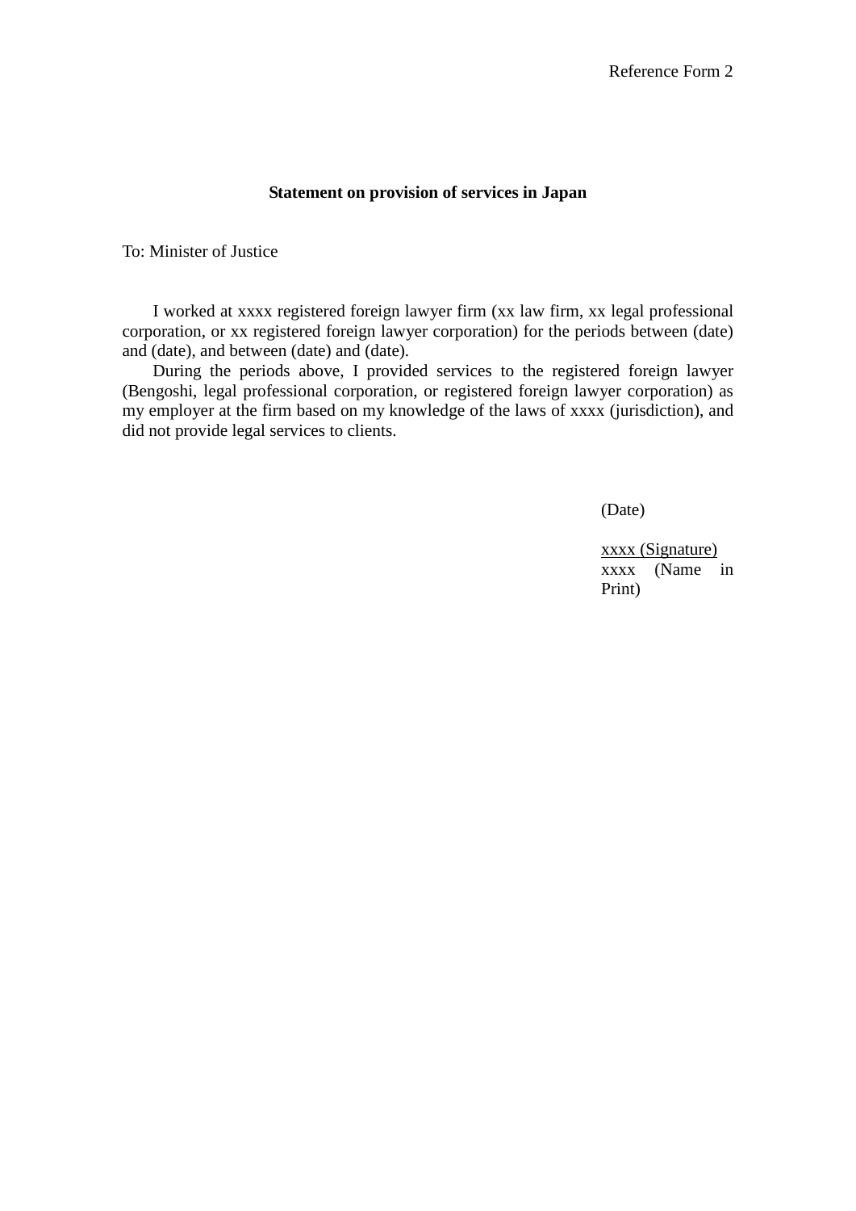Reference Form 2

**Statement on provision of services in Japan**

To: Minister of Justice

I worked at xxxx registered foreign lawyer firm (xx law firm, xx legal professional corporation, or xx registered foreign lawyer corporation) for the periods between (date) and (date), and between (date) and (date).

During the periods above, I provided services to the registered foreign lawyer (Bengoshi, legal professional corporation, or registered foreign lawyer corporation) as my employer at the firm based on my knowledge of the laws of xxxx (jurisdiction), and did not provide legal services to clients.

(Date)

xxxx (Signature)

xxxx (Name in Print)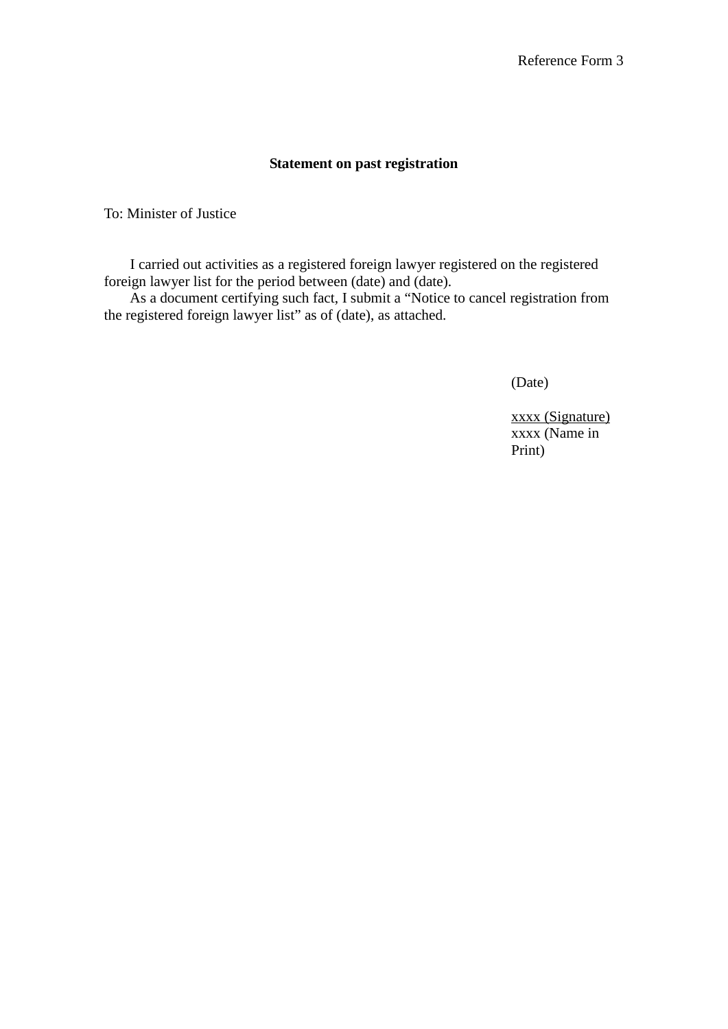Reference Form 3

**Statement on past registration**

To: Minister of Justice

I carried out activities as a registered foreign lawyer registered on the registered foreign lawyer list for the period between (date) and (date).

As a document certifying such fact, I submit a “Notice to cancel registration from the registered foreign lawyer list” as of (date), as attached.

(Date)

xxxx (Signature)
xxxx (Name in Print)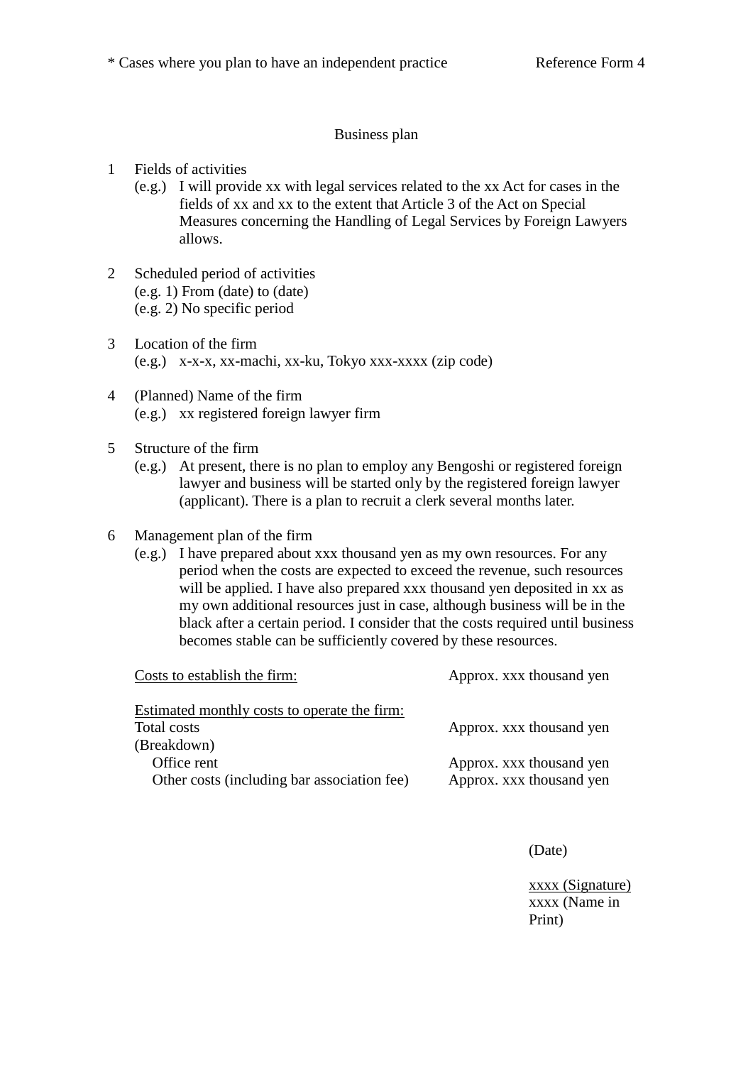\* Cases where you plan to have an independent practice Reference Form 4

# Business plan

1 Fields of activities
   (e.g.) I will provide xx with legal services related to the xx Act for cases in the fields of xx and xx to the extent that Article 3 of the Act on Special Measures concerning the Handling of Legal Services by Foreign Lawyers allows.

2 Scheduled period of activities
   (e.g. 1) From (date) to (date)
   (e.g. 2) No specific period

3 Location of the firm
   (e.g.) x-x-x, xx-machi, xx-ku, Tokyo xxx-xxxx (zip code)

4 (Planned) Name of the firm
   (e.g.) xx registered foreign lawyer firm

5 Structure of the firm
   (e.g.) At present, there is no plan to employ any Bengoshi or registered foreign lawyer and business will be started only by the registered foreign lawyer (applicant). There is a plan to recruit a clerk several months later.

6 Management plan of the firm
   (e.g.) I have prepared about xxx thousand yen as my own resources. For any period when the costs are expected to exceed the revenue, such resources will be applied. I have also prepared xxx thousand yen deposited in xx as my own additional resources just in case, although business will be in the black after a certain period. I consider that the costs required until business becomes stable can be sufficiently covered by these resources.

   <u>Costs to establish the firm:</u> Approx. xxx thousand yen

   <u>Estimated monthly costs to operate the firm:</u>
   Total costs Approx. xxx thousand yen
   (Breakdown)
   Office rent Approx. xxx thousand yen
   Other costs (including bar association fee) Approx. xxx thousand yen

(Date)

<u>xxxx (Signature)</u>
xxxx (Name in Print)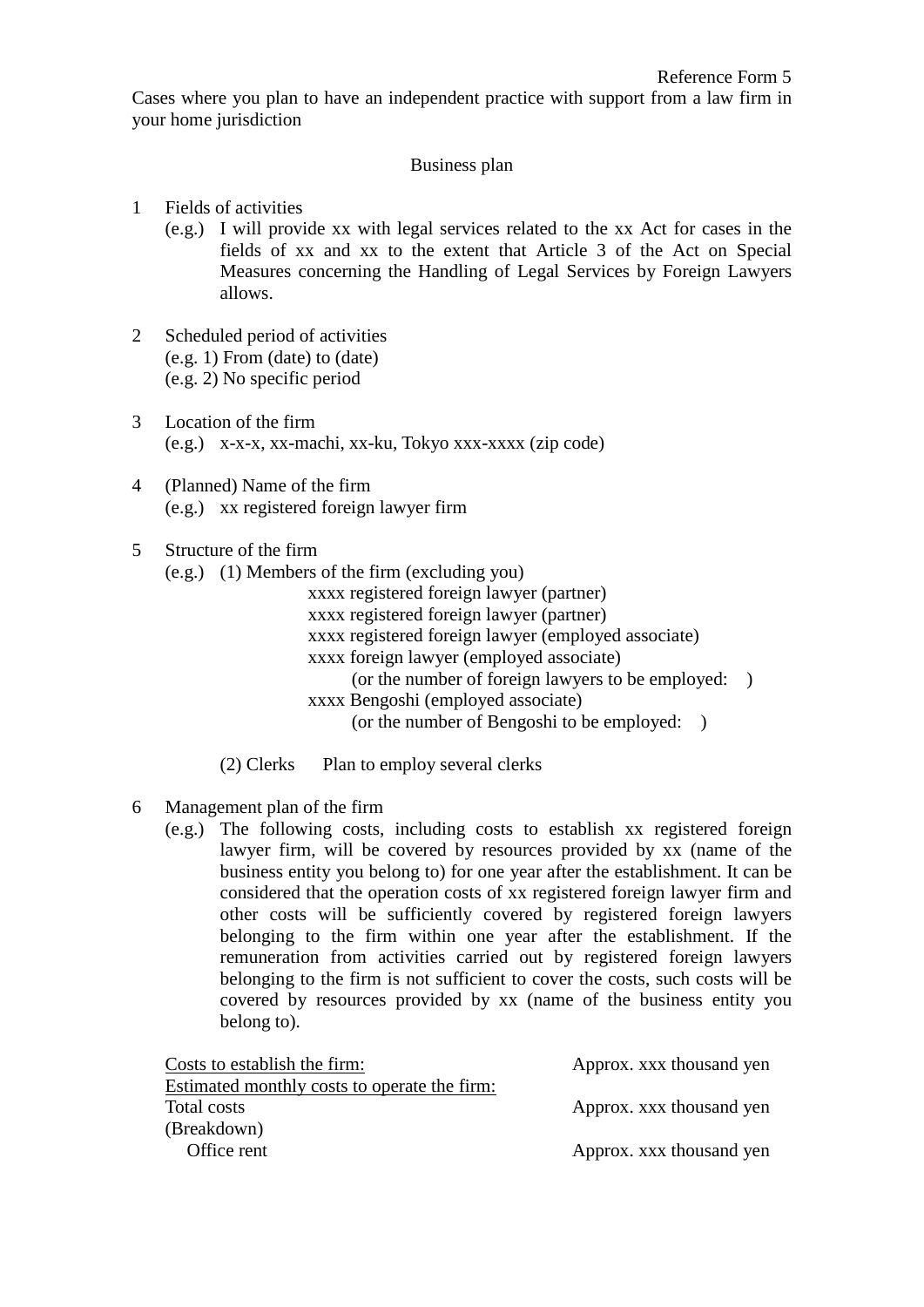Reference Form 5

Cases where you plan to have an independent practice with support from a law firm in your home jurisdiction

## Business plan

1 Fields of activities

(e.g.) I will provide xx with legal services related to the xx Act for cases in the fields of xx and xx to the extent that Article 3 of the Act on Special Measures concerning the Handling of Legal Services by Foreign Lawyers allows.

2 Scheduled period of activities

(e.g. 1) From (date) to (date)

(e.g. 2) No specific period

3 Location of the firm

(e.g.) x-x-x, xx-machi, xx-ku, Tokyo xxx-xxxx (zip code)

4 (Planned) Name of the firm

(e.g.) xx registered foreign lawyer firm

5 Structure of the firm

(e.g.) (1) Members of the firm (excluding you)

xxxx registered foreign lawyer (partner)
xxxx registered foreign lawyer (partner)
xxxx registered foreign lawyer (employed associate)
xxxx foreign lawyer (employed associate)
(or the number of foreign lawyers to be employed: )
xxxx Bengoshi (employed associate)
(or the number of Bengoshi to be employed: )

(2) Clerks Plan to employ several clerks

6 Management plan of the firm

(e.g.) The following costs, including costs to establish xx registered foreign lawyer firm, will be covered by resources provided by xx (name of the business entity you belong to) for one year after the establishment. It can be considered that the operation costs of xx registered foreign lawyer firm and other costs will be sufficiently covered by registered foreign lawyers belonging to the firm within one year after the establishment. If the remuneration from activities carried out by registered foreign lawyers belonging to the firm is not sufficient to cover the costs, such costs will be covered by resources provided by xx (name of the business entity you belong to).

<u>Costs to establish the firm:</u> Approx. xxx thousand yen

<u>Estimated monthly costs to operate the firm:</u>

Total costs Approx. xxx thousand yen

(Breakdown)

Office rent Approx. xxx thousand yen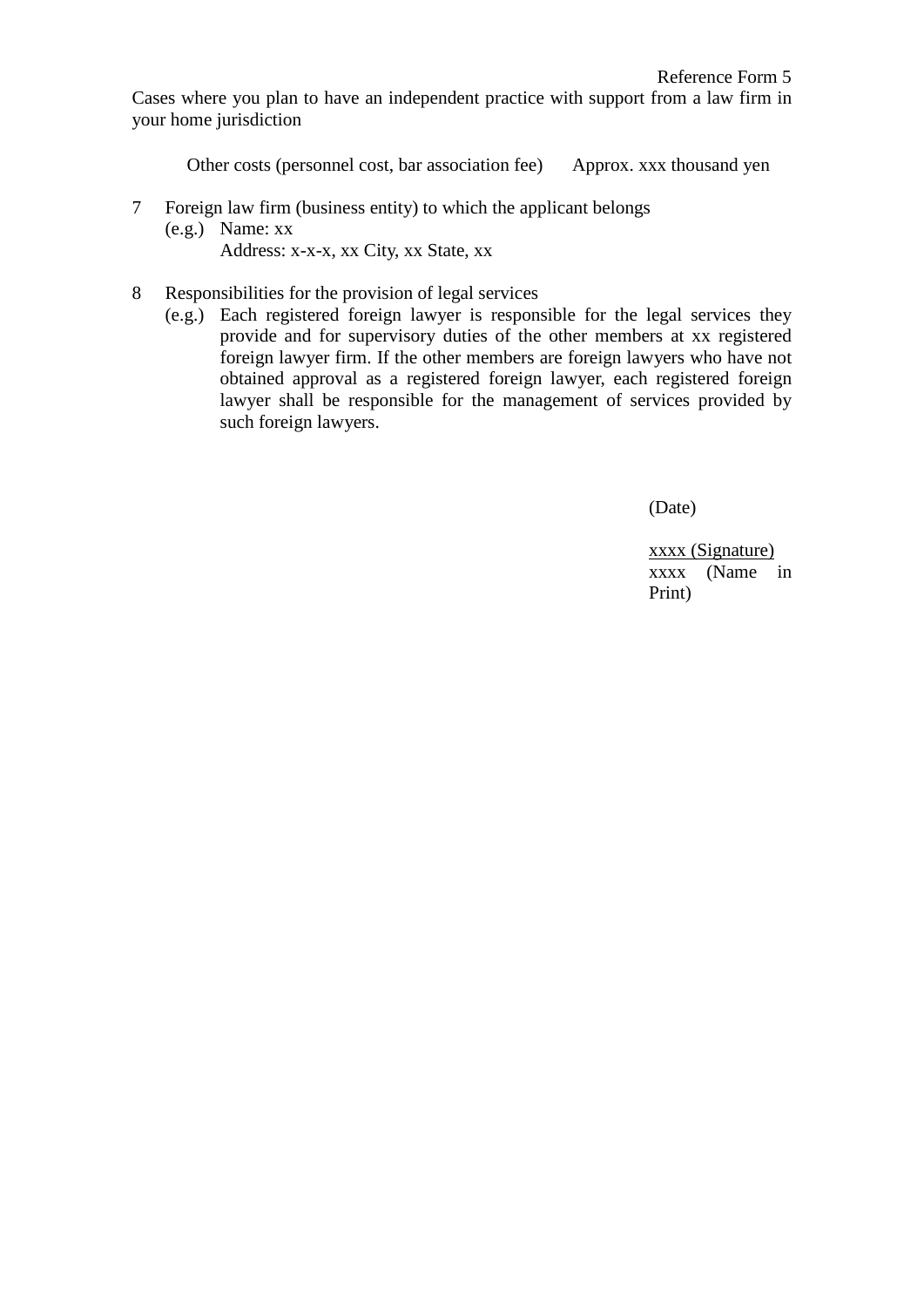Reference Form 5

Cases where you plan to have an independent practice with support from a law firm in your home jurisdiction

Other costs (personnel cost, bar association fee)  Approx. xxx thousand yen

7 Foreign law firm (business entity) to which the applicant belongs

(e.g.) Name: xx

Address: x-x-x, xx City, xx State, xx

8 Responsibilities for the provision of legal services

(e.g.) Each registered foreign lawyer is responsible for the legal services they provide and for supervisory duties of the other members at xx registered foreign lawyer firm. If the other members are foreign lawyers who have not obtained approval as a registered foreign lawyer, each registered foreign lawyer shall be responsible for the management of services provided by such foreign lawyers.

(Date)

<u>xxxx (Signature)</u>
xxxx (Name in Print)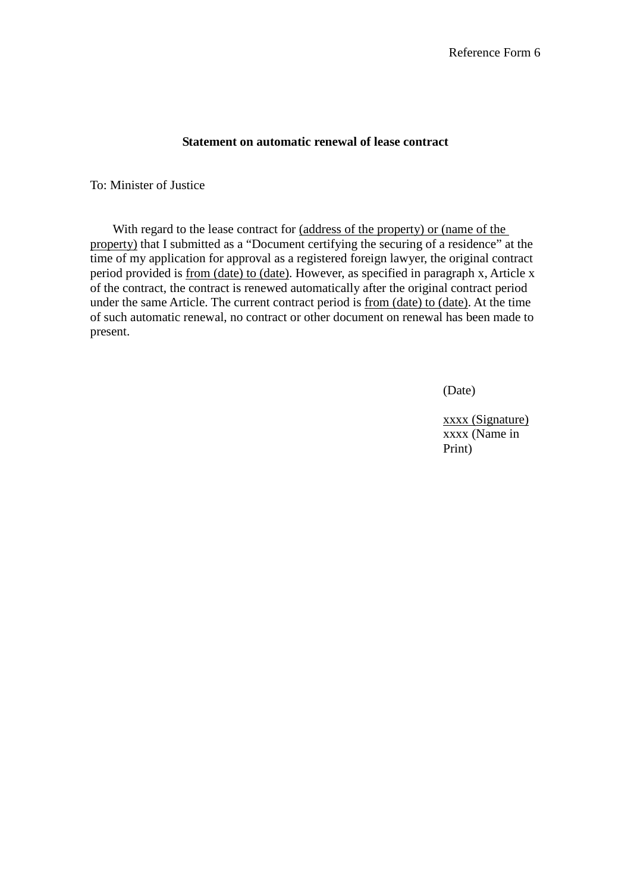Reference Form 6

**Statement on automatic renewal of lease contract**

To: Minister of Justice

With regard to the lease contract for (address of the property) or (name of the property) that I submitted as a “Document certifying the securing of a residence” at the time of my application for approval as a registered foreign lawyer, the original contract period provided is from (date) to (date). However, as specified in paragraph x, Article x of the contract, the contract is renewed automatically after the original contract period under the same Article. The current contract period is from (date) to (date). At the time of such automatic renewal, no contract or other document on renewal has been made to present.

(Date)

xxxx (Signature)
xxxx (Name in Print)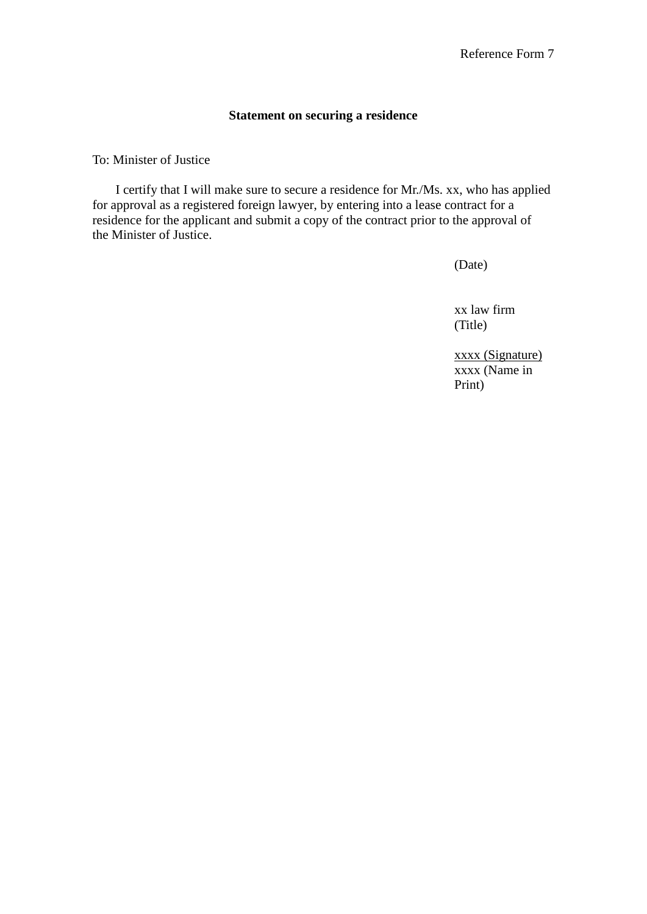Reference Form 7

**Statement on securing a residence**

To: Minister of Justice

I certify that I will make sure to secure a residence for Mr./Ms. xx, who has applied for approval as a registered foreign lawyer, by entering into a lease contract for a residence for the applicant and submit a copy of the contract prior to the approval of the Minister of Justice.

(Date)

xx law firm
(Title)

xxxx (Signature)
xxxx (Name in Print)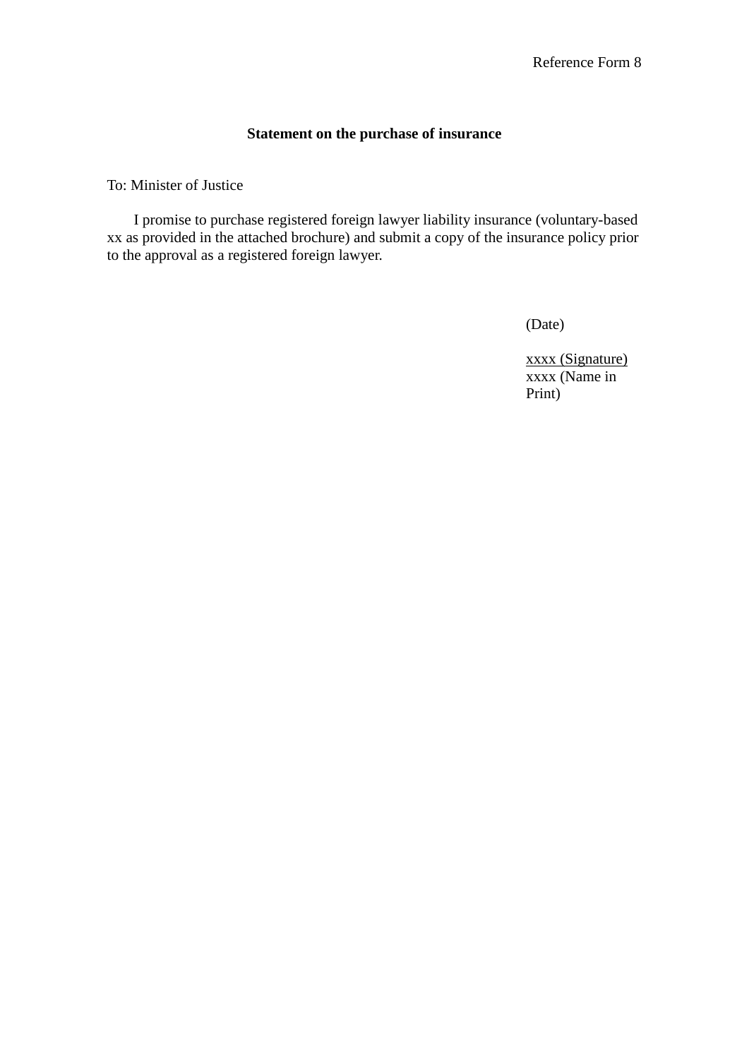Reference Form 8

**Statement on the purchase of insurance**

To: Minister of Justice

I promise to purchase registered foreign lawyer liability insurance (voluntary-based xx as provided in the attached brochure) and submit a copy of the insurance policy prior to the approval as a registered foreign lawyer.

(Date)

xxxx (Signature)
xxxx (Name in Print)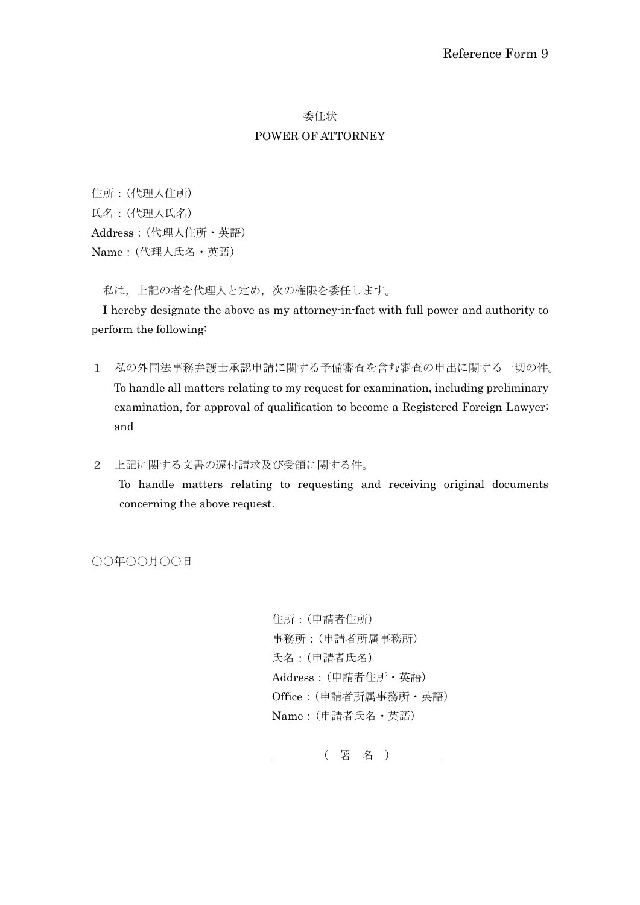Reference Form 9

# 委任状
# POWER OF ATTORNEY

住所：(代理人住所)
氏名：(代理人氏名)
Address：(代理人住所・英語)
Name：(代理人氏名・英語)

私は，上記の者を代理人と定め，次の権限を委任します。
I hereby designate the above as my attorney-in-fact with full power and authority to perform the following:

1　私の外国法事務弁護士承認申請に関する予備審査を含む審査の申出に関する一切の件。
To handle all matters relating to my request for examination, including preliminary examination, for approval of qualification to become a Registered Foreign Lawyer; and

2　上記に関する文書の還付請求及び受領に関する件。
To handle matters relating to requesting and receiving original documents concerning the above request.

○○年○○月○○日

住所：(申請者住所)
事務所：(申請者所属事務所)
氏名：(申請者氏名)
Address：(申請者住所・英語)
Office：(申請者所属事務所・英語)
Name：(申請者氏名・英語)

(　署　名　)